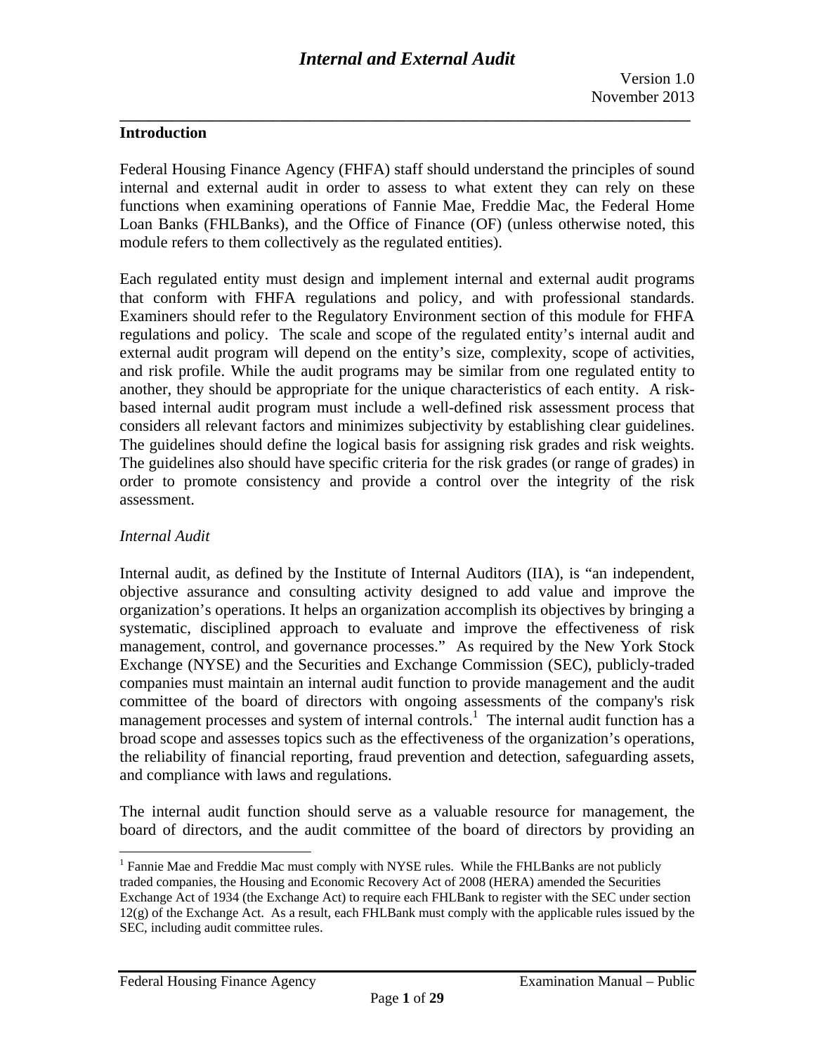# Internal and External Audit

Version 1.0
November 2013

## Introduction

Federal Housing Finance Agency (FHFA) staff should understand the principles of sound internal and external audit in order to assess to what extent they can rely on these functions when examining operations of Fannie Mae, Freddie Mac, the Federal Home Loan Banks (FHLBanks), and the Office of Finance (OF) (unless otherwise noted, this module refers to them collectively as the regulated entities).

Each regulated entity must design and implement internal and external audit programs that conform with FHFA regulations and policy, and with professional standards. Examiners should refer to the Regulatory Environment section of this module for FHFA regulations and policy. The scale and scope of the regulated entity's internal audit and external audit program will depend on the entity's size, complexity, scope of activities, and risk profile. While the audit programs may be similar from one regulated entity to another, they should be appropriate for the unique characteristics of each entity. A risk-based internal audit program must include a well-defined risk assessment process that considers all relevant factors and minimizes subjectivity by establishing clear guidelines. The guidelines should define the logical basis for assigning risk grades and risk weights. The guidelines also should have specific criteria for the risk grades (or range of grades) in order to promote consistency and provide a control over the integrity of the risk assessment.

*Internal Audit*

Internal audit, as defined by the Institute of Internal Auditors (IIA), is "an independent, objective assurance and consulting activity designed to add value and improve the organization's operations. It helps an organization accomplish its objectives by bringing a systematic, disciplined approach to evaluate and improve the effectiveness of risk management, control, and governance processes." As required by the New York Stock Exchange (NYSE) and the Securities and Exchange Commission (SEC), publicly-traded companies must maintain an internal audit function to provide management and the audit committee of the board of directors with ongoing assessments of the company's risk management processes and system of internal controls.[1] The internal audit function has a broad scope and assesses topics such as the effectiveness of the organization's operations, the reliability of financial reporting, fraud prevention and detection, safeguarding assets, and compliance with laws and regulations.

The internal audit function should serve as a valuable resource for management, the board of directors, and the audit committee of the board of directors by providing an

---

[1] Fannie Mae and Freddie Mac must comply with NYSE rules. While the FHLBanks are not publicly traded companies, the Housing and Economic Recovery Act of 2008 (HERA) amended the Securities Exchange Act of 1934 (the Exchange Act) to require each FHLBank to register with the SEC under section 12(g) of the Exchange Act. As a result, each FHLBank must comply with the applicable rules issued by the SEC, including audit committee rules.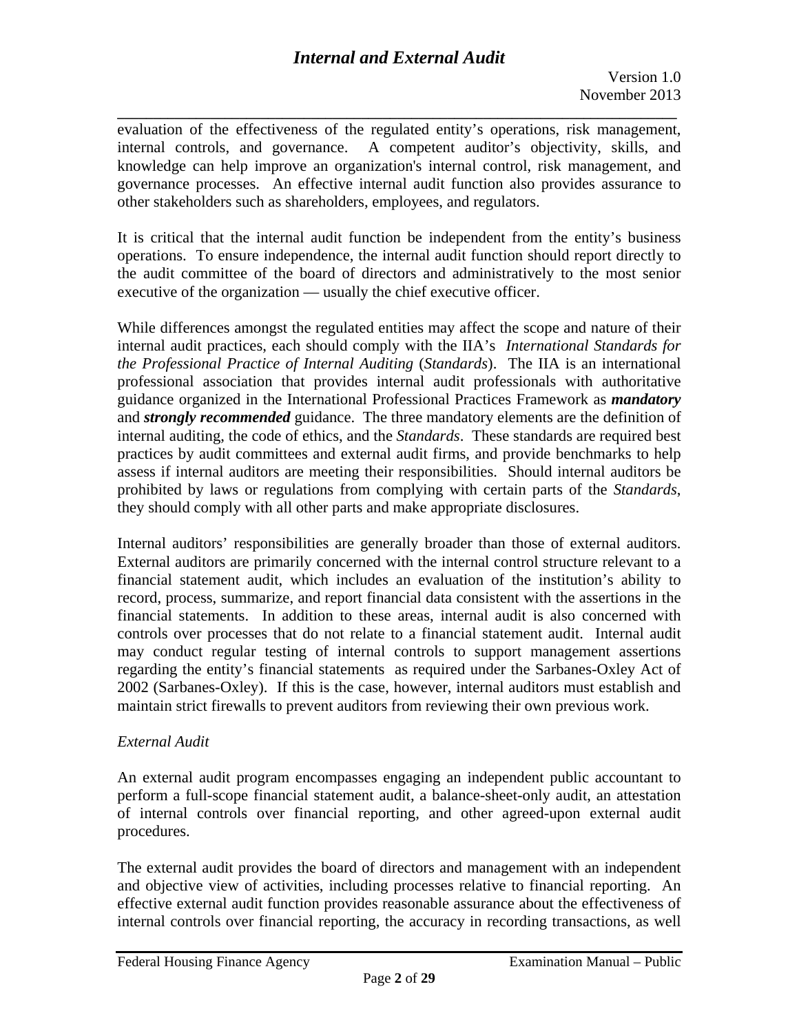evaluation of the effectiveness of the regulated entity's operations, risk management, internal controls, and governance. A competent auditor's objectivity, skills, and knowledge can help improve an organization's internal control, risk management, and governance processes. An effective internal audit function also provides assurance to other stakeholders such as shareholders, employees, and regulators.

It is critical that the internal audit function be independent from the entity's business operations. To ensure independence, the internal audit function should report directly to the audit committee of the board of directors and administratively to the most senior executive of the organization — usually the chief executive officer.

While differences amongst the regulated entities may affect the scope and nature of their internal audit practices, each should comply with the IIA's *International Standards for the Professional Practice of Internal Auditing* (*Standards*). The IIA is an international professional association that provides internal audit professionals with authoritative guidance organized in the International Professional Practices Framework as ***mandatory*** and ***strongly recommended*** guidance. The three mandatory elements are the definition of internal auditing, the code of ethics, and the *Standards*. These standards are required best practices by audit committees and external audit firms, and provide benchmarks to help assess if internal auditors are meeting their responsibilities. Should internal auditors be prohibited by laws or regulations from complying with certain parts of the *Standards*, they should comply with all other parts and make appropriate disclosures.

Internal auditors' responsibilities are generally broader than those of external auditors. External auditors are primarily concerned with the internal control structure relevant to a financial statement audit, which includes an evaluation of the institution's ability to record, process, summarize, and report financial data consistent with the assertions in the financial statements. In addition to these areas, internal audit is also concerned with controls over processes that do not relate to a financial statement audit. Internal audit may conduct regular testing of internal controls to support management assertions regarding the entity's financial statements as required under the Sarbanes-Oxley Act of 2002 (Sarbanes-Oxley). If this is the case, however, internal auditors must establish and maintain strict firewalls to prevent auditors from reviewing their own previous work.

*External Audit*

An external audit program encompasses engaging an independent public accountant to perform a full-scope financial statement audit, a balance-sheet-only audit, an attestation of internal controls over financial reporting, and other agreed-upon external audit procedures.

The external audit provides the board of directors and management with an independent and objective view of activities, including processes relative to financial reporting. An effective external audit function provides reasonable assurance about the effectiveness of internal controls over financial reporting, the accuracy in recording transactions, as well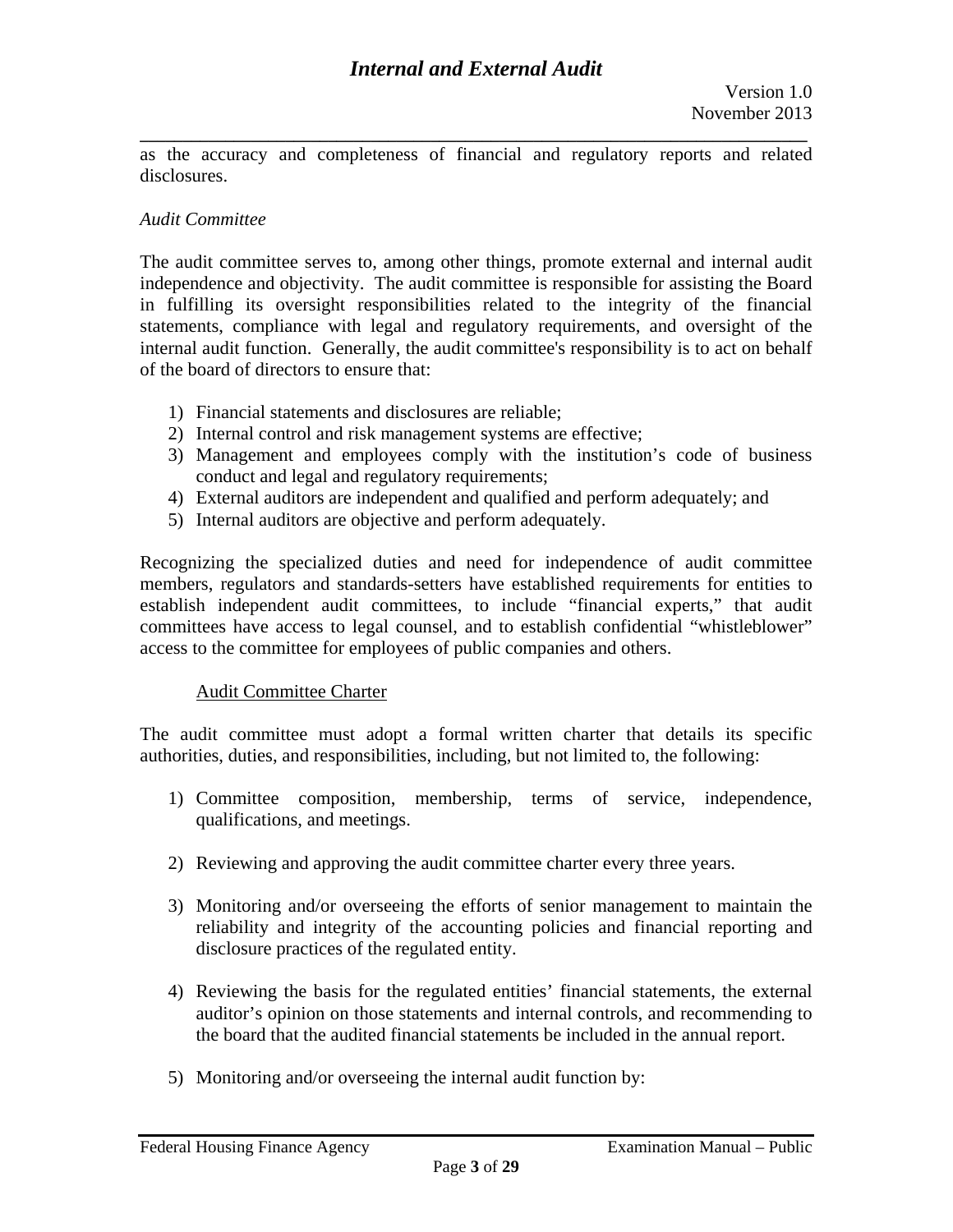as the accuracy and completeness of financial and regulatory reports and related disclosures.

*Audit Committee*

The audit committee serves to, among other things, promote external and internal audit independence and objectivity. The audit committee is responsible for assisting the Board in fulfilling its oversight responsibilities related to the integrity of the financial statements, compliance with legal and regulatory requirements, and oversight of the internal audit function. Generally, the audit committee's responsibility is to act on behalf of the board of directors to ensure that:

1) Financial statements and disclosures are reliable;
2) Internal control and risk management systems are effective;
3) Management and employees comply with the institution's code of business conduct and legal and regulatory requirements;
4) External auditors are independent and qualified and perform adequately; and
5) Internal auditors are objective and perform adequately.

Recognizing the specialized duties and need for independence of audit committee members, regulators and standards-setters have established requirements for entities to establish independent audit committees, to include "financial experts," that audit committees have access to legal counsel, and to establish confidential "whistleblower" access to the committee for employees of public companies and others.

Audit Committee Charter

The audit committee must adopt a formal written charter that details its specific authorities, duties, and responsibilities, including, but not limited to, the following:

1) Committee composition, membership, terms of service, independence, qualifications, and meetings.

2) Reviewing and approving the audit committee charter every three years.

3) Monitoring and/or overseeing the efforts of senior management to maintain the reliability and integrity of the accounting policies and financial reporting and disclosure practices of the regulated entity.

4) Reviewing the basis for the regulated entities' financial statements, the external auditor's opinion on those statements and internal controls, and recommending to the board that the audited financial statements be included in the annual report.

5) Monitoring and/or overseeing the internal audit function by: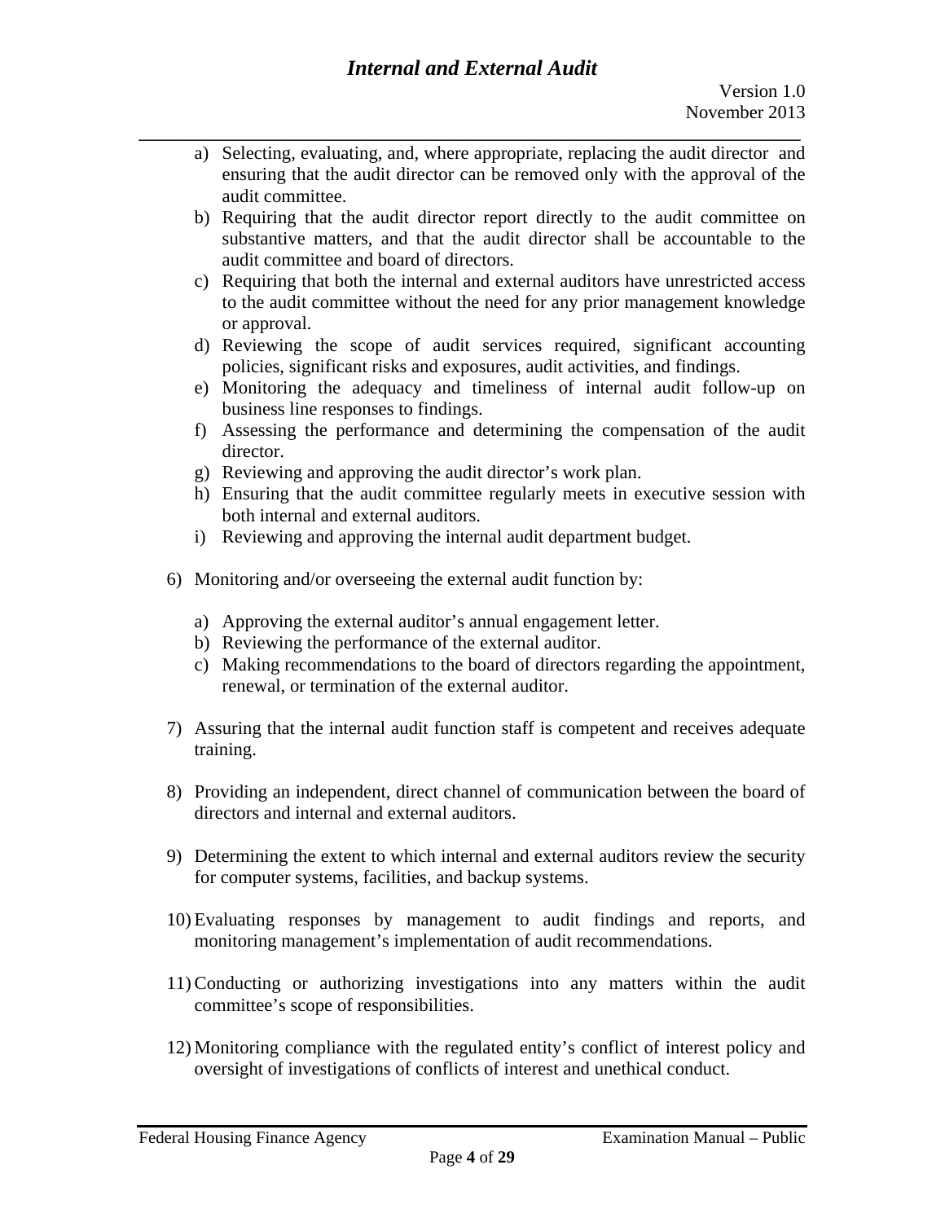a) Selecting, evaluating, and, where appropriate, replacing the audit director and ensuring that the audit director can be removed only with the approval of the audit committee.
b) Requiring that the audit director report directly to the audit committee on substantive matters, and that the audit director shall be accountable to the audit committee and board of directors.
c) Requiring that both the internal and external auditors have unrestricted access to the audit committee without the need for any prior management knowledge or approval.
d) Reviewing the scope of audit services required, significant accounting policies, significant risks and exposures, audit activities, and findings.
e) Monitoring the adequacy and timeliness of internal audit follow-up on business line responses to findings.
f) Assessing the performance and determining the compensation of the audit director.
g) Reviewing and approving the audit director's work plan.
h) Ensuring that the audit committee regularly meets in executive session with both internal and external auditors.
i) Reviewing and approving the internal audit department budget.

6) Monitoring and/or overseeing the external audit function by:

   a) Approving the external auditor's annual engagement letter.
   b) Reviewing the performance of the external auditor.
   c) Making recommendations to the board of directors regarding the appointment, renewal, or termination of the external auditor.

7) Assuring that the internal audit function staff is competent and receives adequate training.

8) Providing an independent, direct channel of communication between the board of directors and internal and external auditors.

9) Determining the extent to which internal and external auditors review the security for computer systems, facilities, and backup systems.

10) Evaluating responses by management to audit findings and reports, and monitoring management's implementation of audit recommendations.

11) Conducting or authorizing investigations into any matters within the audit committee's scope of responsibilities.

12) Monitoring compliance with the regulated entity's conflict of interest policy and oversight of investigations of conflicts of interest and unethical conduct.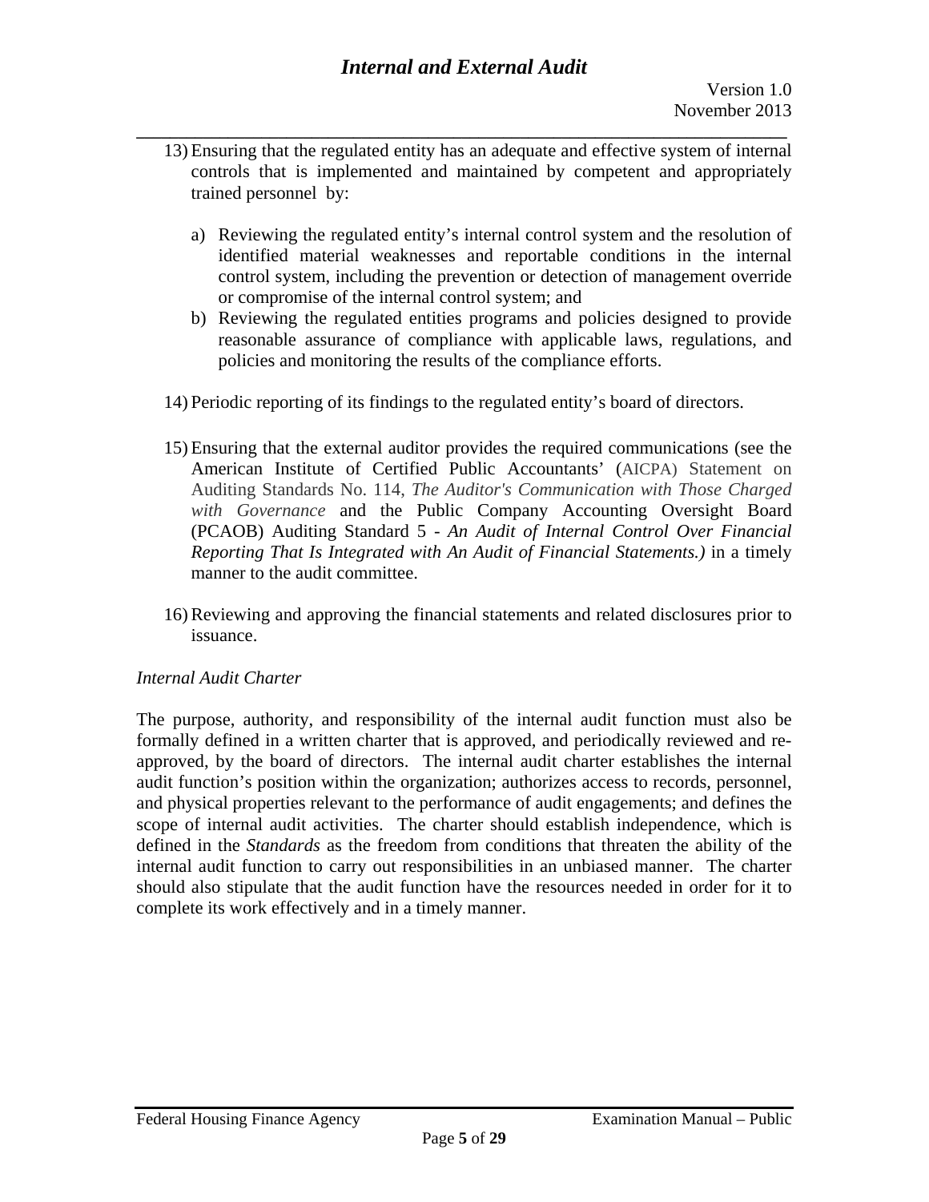13) Ensuring that the regulated entity has an adequate and effective system of internal controls that is implemented and maintained by competent and appropriately trained personnel by:

    a) Reviewing the regulated entity's internal control system and the resolution of identified material weaknesses and reportable conditions in the internal control system, including the prevention or detection of management override or compromise of the internal control system; and
    b) Reviewing the regulated entities programs and policies designed to provide reasonable assurance of compliance with applicable laws, regulations, and policies and monitoring the results of the compliance efforts.

14) Periodic reporting of its findings to the regulated entity's board of directors.

15) Ensuring that the external auditor provides the required communications (see the American Institute of Certified Public Accountants' (AICPA) Statement on Auditing Standards No. 114, *The Auditor's Communication with Those Charged with Governance* and the Public Company Accounting Oversight Board (PCAOB) Auditing Standard 5 - *An Audit of Internal Control Over Financial Reporting That Is Integrated with An Audit of Financial Statements.)* in a timely manner to the audit committee.

16) Reviewing and approving the financial statements and related disclosures prior to issuance.

*Internal Audit Charter*

The purpose, authority, and responsibility of the internal audit function must also be formally defined in a written charter that is approved, and periodically reviewed and re-approved, by the board of directors. The internal audit charter establishes the internal audit function's position within the organization; authorizes access to records, personnel, and physical properties relevant to the performance of audit engagements; and defines the scope of internal audit activities. The charter should establish independence, which is defined in the *Standards* as the freedom from conditions that threaten the ability of the internal audit function to carry out responsibilities in an unbiased manner. The charter should also stipulate that the audit function have the resources needed in order for it to complete its work effectively and in a timely manner.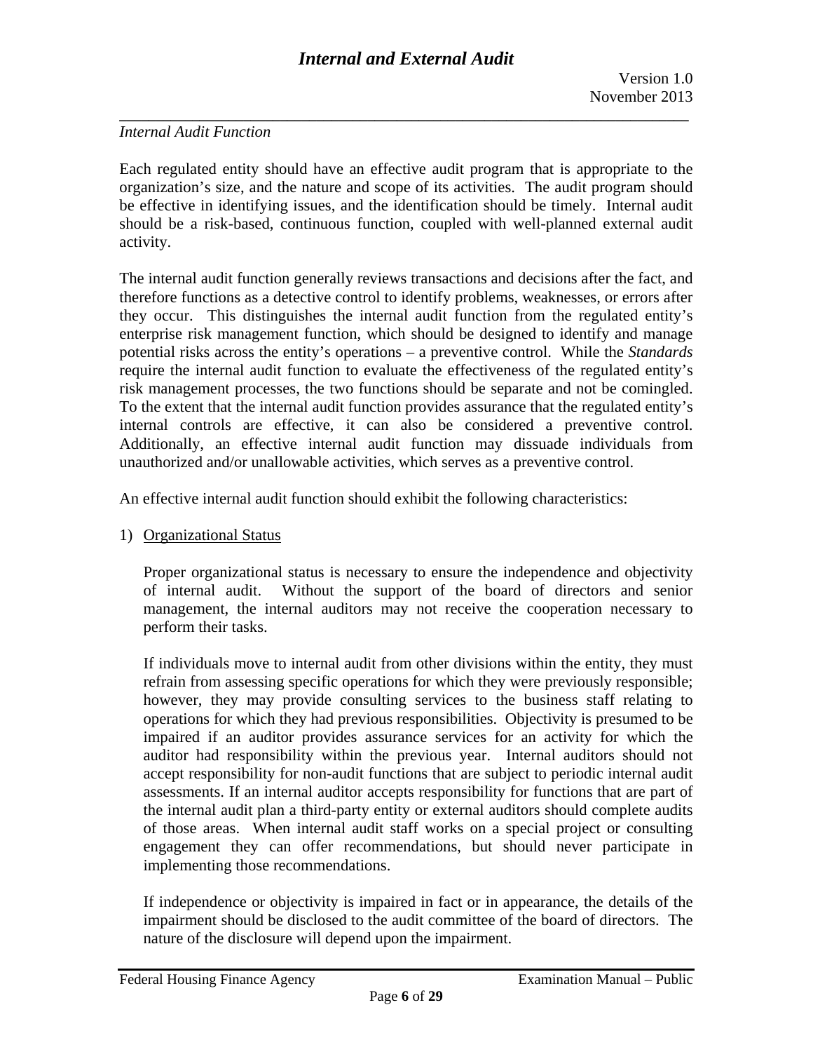*Internal Audit Function*

Each regulated entity should have an effective audit program that is appropriate to the organization's size, and the nature and scope of its activities. The audit program should be effective in identifying issues, and the identification should be timely. Internal audit should be a risk-based, continuous function, coupled with well-planned external audit activity.

The internal audit function generally reviews transactions and decisions after the fact, and therefore functions as a detective control to identify problems, weaknesses, or errors after they occur. This distinguishes the internal audit function from the regulated entity's enterprise risk management function, which should be designed to identify and manage potential risks across the entity's operations – a preventive control. While the *Standards* require the internal audit function to evaluate the effectiveness of the regulated entity's risk management processes, the two functions should be separate and not be comingled. To the extent that the internal audit function provides assurance that the regulated entity's internal controls are effective, it can also be considered a preventive control. Additionally, an effective internal audit function may dissuade individuals from unauthorized and/or unallowable activities, which serves as a preventive control.

An effective internal audit function should exhibit the following characteristics:

1) Organizational Status

   Proper organizational status is necessary to ensure the independence and objectivity of internal audit. Without the support of the board of directors and senior management, the internal auditors may not receive the cooperation necessary to perform their tasks.

   If individuals move to internal audit from other divisions within the entity, they must refrain from assessing specific operations for which they were previously responsible; however, they may provide consulting services to the business staff relating to operations for which they had previous responsibilities. Objectivity is presumed to be impaired if an auditor provides assurance services for an activity for which the auditor had responsibility within the previous year. Internal auditors should not accept responsibility for non-audit functions that are subject to periodic internal audit assessments. If an internal auditor accepts responsibility for functions that are part of the internal audit plan a third-party entity or external auditors should complete audits of those areas. When internal audit staff works on a special project or consulting engagement they can offer recommendations, but should never participate in implementing those recommendations.

   If independence or objectivity is impaired in fact or in appearance, the details of the impairment should be disclosed to the audit committee of the board of directors. The nature of the disclosure will depend upon the impairment.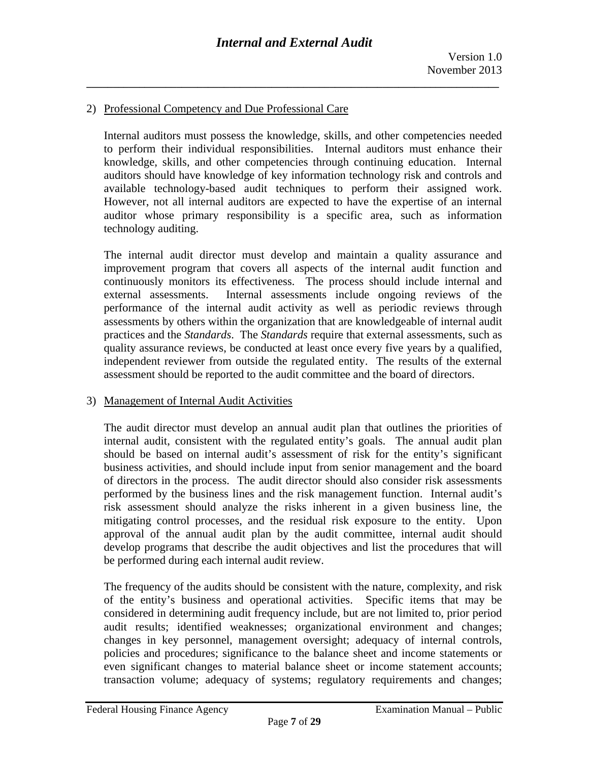2) <u>Professional Competency and Due Professional Care</u>

Internal auditors must possess the knowledge, skills, and other competencies needed to perform their individual responsibilities. Internal auditors must enhance their knowledge, skills, and other competencies through continuing education. Internal auditors should have knowledge of key information technology risk and controls and available technology-based audit techniques to perform their assigned work. However, not all internal auditors are expected to have the expertise of an internal auditor whose primary responsibility is a specific area, such as information technology auditing.

The internal audit director must develop and maintain a quality assurance and improvement program that covers all aspects of the internal audit function and continuously monitors its effectiveness. The process should include internal and external assessments. Internal assessments include ongoing reviews of the performance of the internal audit activity as well as periodic reviews through assessments by others within the organization that are knowledgeable of internal audit practices and the *Standards*. The *Standards* require that external assessments, such as quality assurance reviews, be conducted at least once every five years by a qualified, independent reviewer from outside the regulated entity. The results of the external assessment should be reported to the audit committee and the board of directors.

3) <u>Management of Internal Audit Activities</u>

The audit director must develop an annual audit plan that outlines the priorities of internal audit, consistent with the regulated entity's goals. The annual audit plan should be based on internal audit's assessment of risk for the entity's significant business activities, and should include input from senior management and the board of directors in the process. The audit director should also consider risk assessments performed by the business lines and the risk management function. Internal audit's risk assessment should analyze the risks inherent in a given business line, the mitigating control processes, and the residual risk exposure to the entity. Upon approval of the annual audit plan by the audit committee, internal audit should develop programs that describe the audit objectives and list the procedures that will be performed during each internal audit review.

The frequency of the audits should be consistent with the nature, complexity, and risk of the entity's business and operational activities. Specific items that may be considered in determining audit frequency include, but are not limited to, prior period audit results; identified weaknesses; organizational environment and changes; changes in key personnel, management oversight; adequacy of internal controls, policies and procedures; significance to the balance sheet and income statements or even significant changes to material balance sheet or income statement accounts; transaction volume; adequacy of systems; regulatory requirements and changes;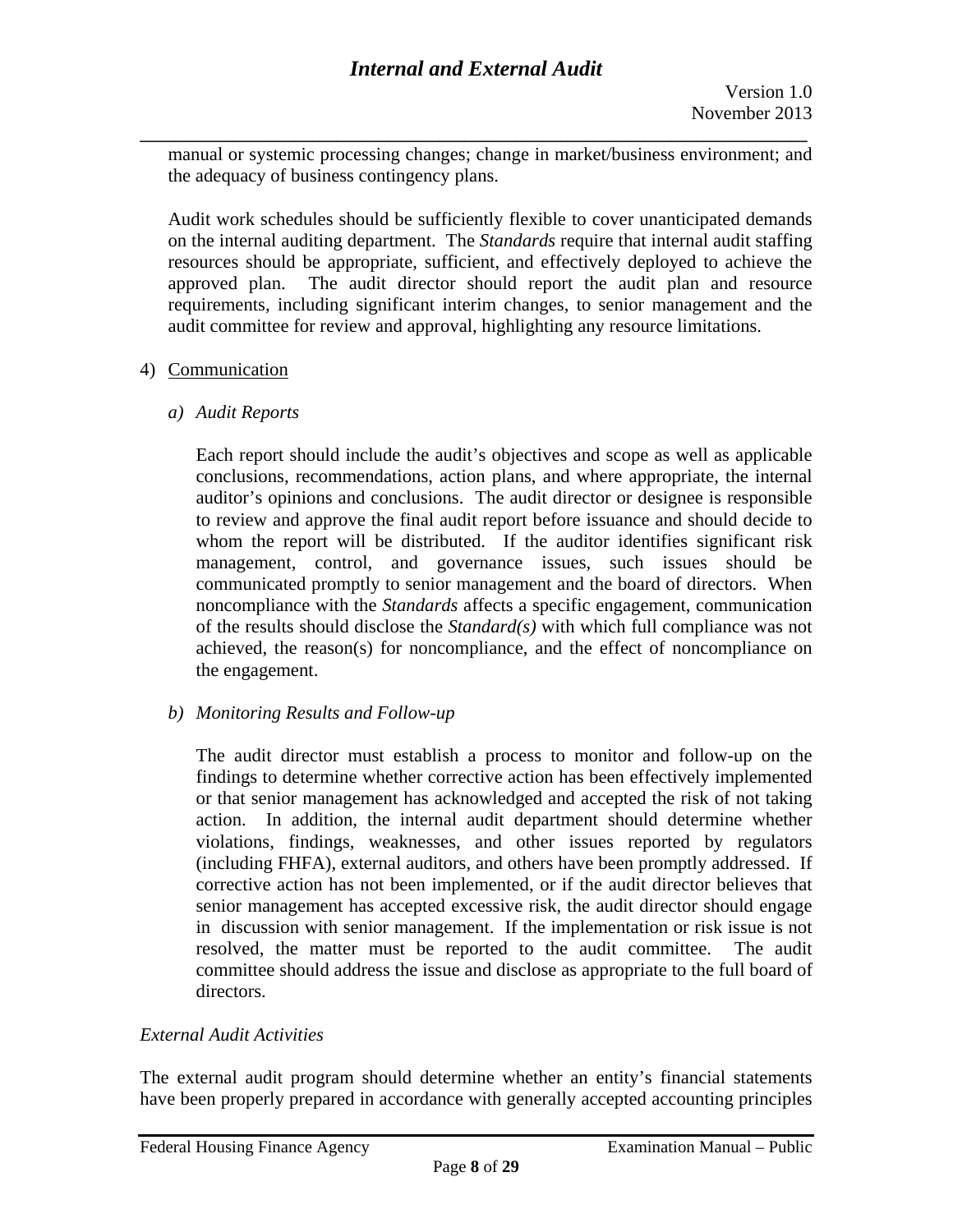manual or systemic processing changes; change in market/business environment; and the adequacy of business contingency plans.

Audit work schedules should be sufficiently flexible to cover unanticipated demands on the internal auditing department. The *Standards* require that internal audit staffing resources should be appropriate, sufficient, and effectively deployed to achieve the approved plan. The audit director should report the audit plan and resource requirements, including significant interim changes, to senior management and the audit committee for review and approval, highlighting any resource limitations.

4) Communication

*a) Audit Reports*

Each report should include the audit's objectives and scope as well as applicable conclusions, recommendations, action plans, and where appropriate, the internal auditor's opinions and conclusions. The audit director or designee is responsible to review and approve the final audit report before issuance and should decide to whom the report will be distributed. If the auditor identifies significant risk management, control, and governance issues, such issues should be communicated promptly to senior management and the board of directors. When noncompliance with the *Standards* affects a specific engagement, communication of the results should disclose the *Standard(s)* with which full compliance was not achieved, the reason(s) for noncompliance, and the effect of noncompliance on the engagement.

*b) Monitoring Results and Follow-up*

The audit director must establish a process to monitor and follow-up on the findings to determine whether corrective action has been effectively implemented or that senior management has acknowledged and accepted the risk of not taking action. In addition, the internal audit department should determine whether violations, findings, weaknesses, and other issues reported by regulators (including FHFA), external auditors, and others have been promptly addressed. If corrective action has not been implemented, or if the audit director believes that senior management has accepted excessive risk, the audit director should engage in discussion with senior management. If the implementation or risk issue is not resolved, the matter must be reported to the audit committee. The audit committee should address the issue and disclose as appropriate to the full board of directors.

*External Audit Activities*

The external audit program should determine whether an entity's financial statements have been properly prepared in accordance with generally accepted accounting principles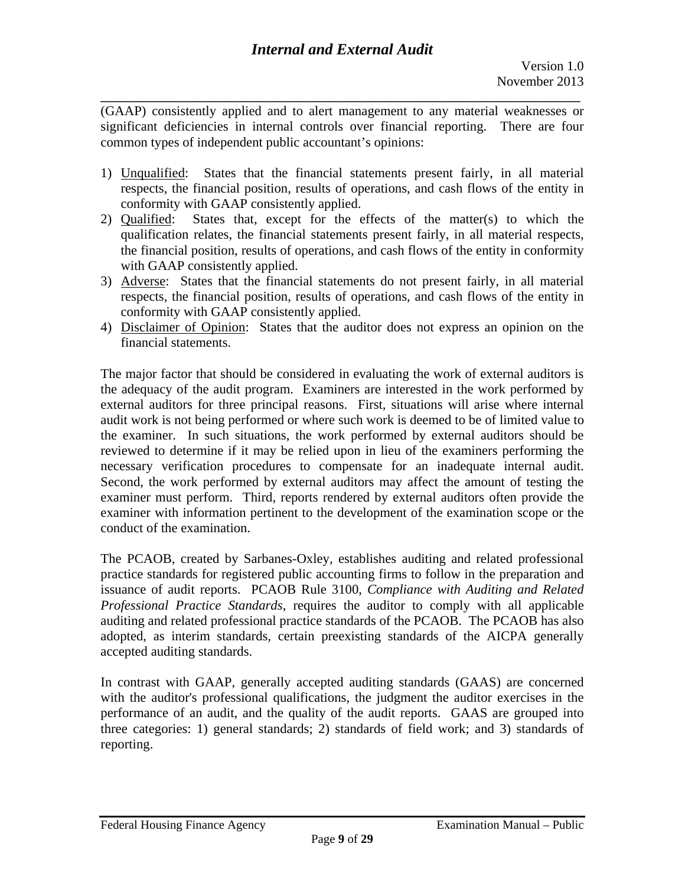(GAAP) consistently applied and to alert management to any material weaknesses or significant deficiencies in internal controls over financial reporting. There are four common types of independent public accountant's opinions:

1) Unqualified: States that the financial statements present fairly, in all material respects, the financial position, results of operations, and cash flows of the entity in conformity with GAAP consistently applied.
2) Qualified: States that, except for the effects of the matter(s) to which the qualification relates, the financial statements present fairly, in all material respects, the financial position, results of operations, and cash flows of the entity in conformity with GAAP consistently applied.
3) Adverse: States that the financial statements do not present fairly, in all material respects, the financial position, results of operations, and cash flows of the entity in conformity with GAAP consistently applied.
4) Disclaimer of Opinion: States that the auditor does not express an opinion on the financial statements.

The major factor that should be considered in evaluating the work of external auditors is the adequacy of the audit program. Examiners are interested in the work performed by external auditors for three principal reasons. First, situations will arise where internal audit work is not being performed or where such work is deemed to be of limited value to the examiner. In such situations, the work performed by external auditors should be reviewed to determine if it may be relied upon in lieu of the examiners performing the necessary verification procedures to compensate for an inadequate internal audit. Second, the work performed by external auditors may affect the amount of testing the examiner must perform. Third, reports rendered by external auditors often provide the examiner with information pertinent to the development of the examination scope or the conduct of the examination.

The PCAOB, created by Sarbanes-Oxley, establishes auditing and related professional practice standards for registered public accounting firms to follow in the preparation and issuance of audit reports. PCAOB Rule 3100, *Compliance with Auditing and Related Professional Practice Standards*, requires the auditor to comply with all applicable auditing and related professional practice standards of the PCAOB. The PCAOB has also adopted, as interim standards, certain preexisting standards of the AICPA generally accepted auditing standards.

In contrast with GAAP, generally accepted auditing standards (GAAS) are concerned with the auditor's professional qualifications, the judgment the auditor exercises in the performance of an audit, and the quality of the audit reports. GAAS are grouped into three categories: 1) general standards; 2) standards of field work; and 3) standards of reporting.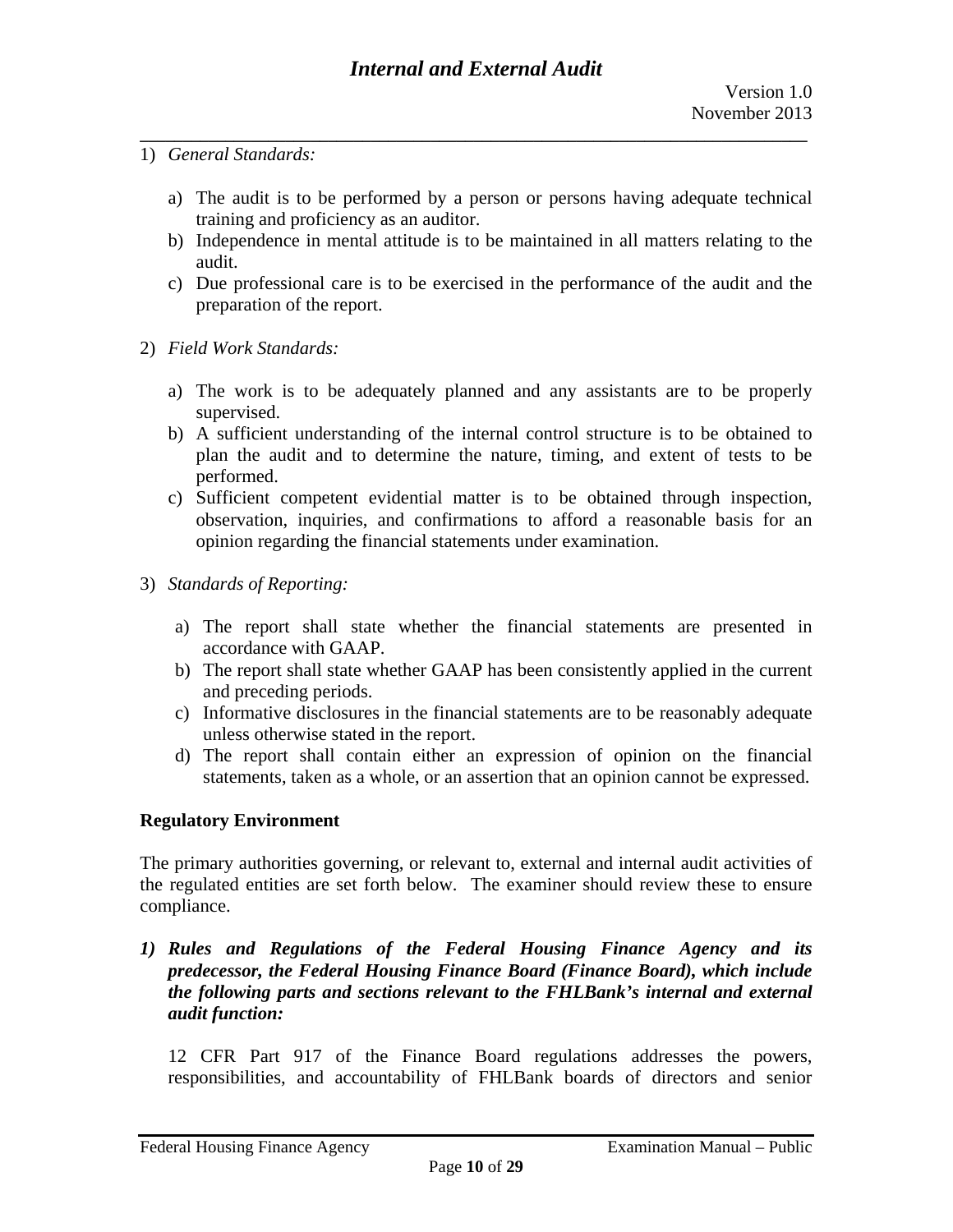1) *General Standards:*

    a) The audit is to be performed by a person or persons having adequate technical training and proficiency as an auditor.
    b) Independence in mental attitude is to be maintained in all matters relating to the audit.
    c) Due professional care is to be exercised in the performance of the audit and the preparation of the report.

2) *Field Work Standards:*

    a) The work is to be adequately planned and any assistants are to be properly supervised.
    b) A sufficient understanding of the internal control structure is to be obtained to plan the audit and to determine the nature, timing, and extent of tests to be performed.
    c) Sufficient competent evidential matter is to be obtained through inspection, observation, inquiries, and confirmations to afford a reasonable basis for an opinion regarding the financial statements under examination.

3) *Standards of Reporting:*

    a) The report shall state whether the financial statements are presented in accordance with GAAP.
    b) The report shall state whether GAAP has been consistently applied in the current and preceding periods.
    c) Informative disclosures in the financial statements are to be reasonably adequate unless otherwise stated in the report.
    d) The report shall contain either an expression of opinion on the financial statements, taken as a whole, or an assertion that an opinion cannot be expressed.

**Regulatory Environment**

The primary authorities governing, or relevant to, external and internal audit activities of the regulated entities are set forth below. The examiner should review these to ensure compliance.

1) ***Rules and Regulations of the Federal Housing Finance Agency and its predecessor, the Federal Housing Finance Board (Finance Board), which include the following parts and sections relevant to the FHLBank's internal and external audit function:***

    12 CFR Part 917 of the Finance Board regulations addresses the powers, responsibilities, and accountability of FHLBank boards of directors and senior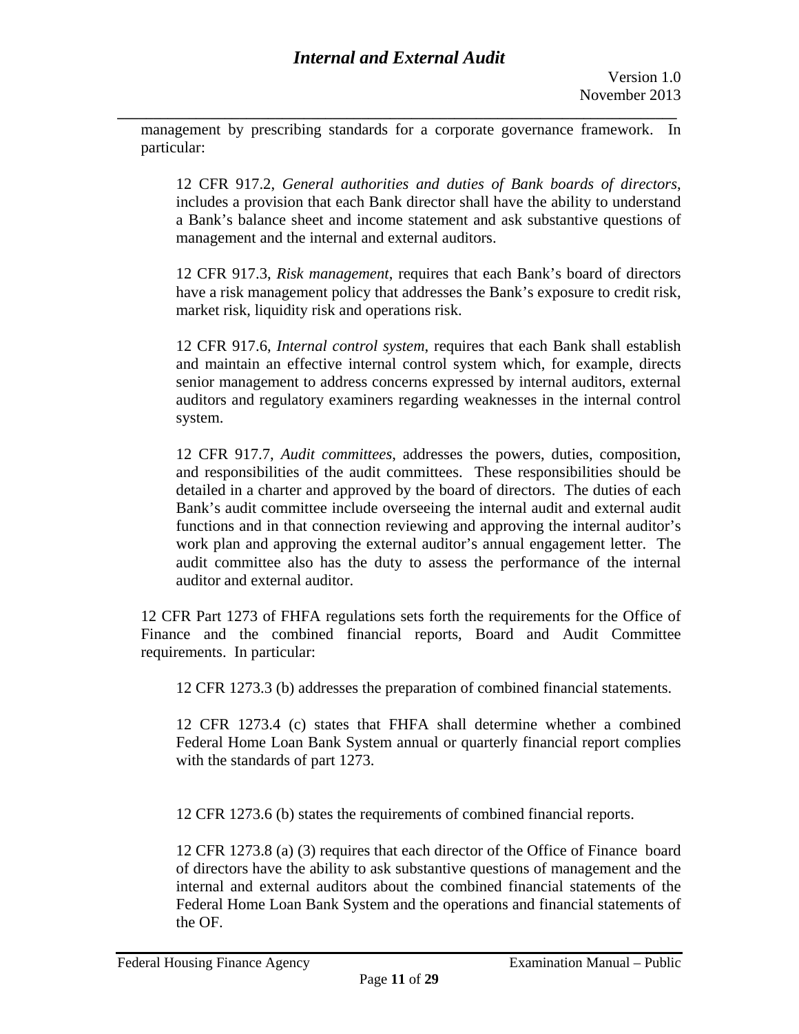management by prescribing standards for a corporate governance framework. In particular:

12 CFR 917.2, *General authorities and duties of Bank boards of directors*, includes a provision that each Bank director shall have the ability to understand a Bank's balance sheet and income statement and ask substantive questions of management and the internal and external auditors.

12 CFR 917.3, *Risk management*, requires that each Bank's board of directors have a risk management policy that addresses the Bank's exposure to credit risk, market risk, liquidity risk and operations risk.

12 CFR 917.6, *Internal control system*, requires that each Bank shall establish and maintain an effective internal control system which, for example, directs senior management to address concerns expressed by internal auditors, external auditors and regulatory examiners regarding weaknesses in the internal control system.

12 CFR 917.7, *Audit committees*, addresses the powers, duties, composition, and responsibilities of the audit committees. These responsibilities should be detailed in a charter and approved by the board of directors. The duties of each Bank's audit committee include overseeing the internal audit and external audit functions and in that connection reviewing and approving the internal auditor's work plan and approving the external auditor's annual engagement letter. The audit committee also has the duty to assess the performance of the internal auditor and external auditor.

12 CFR Part 1273 of FHFA regulations sets forth the requirements for the Office of Finance and the combined financial reports, Board and Audit Committee requirements. In particular:

12 CFR 1273.3 (b) addresses the preparation of combined financial statements.

12 CFR 1273.4 (c) states that FHFA shall determine whether a combined Federal Home Loan Bank System annual or quarterly financial report complies with the standards of part 1273.

12 CFR 1273.6 (b) states the requirements of combined financial reports.

12 CFR 1273.8 (a) (3) requires that each director of the Office of Finance board of directors have the ability to ask substantive questions of management and the internal and external auditors about the combined financial statements of the Federal Home Loan Bank System and the operations and financial statements of the OF.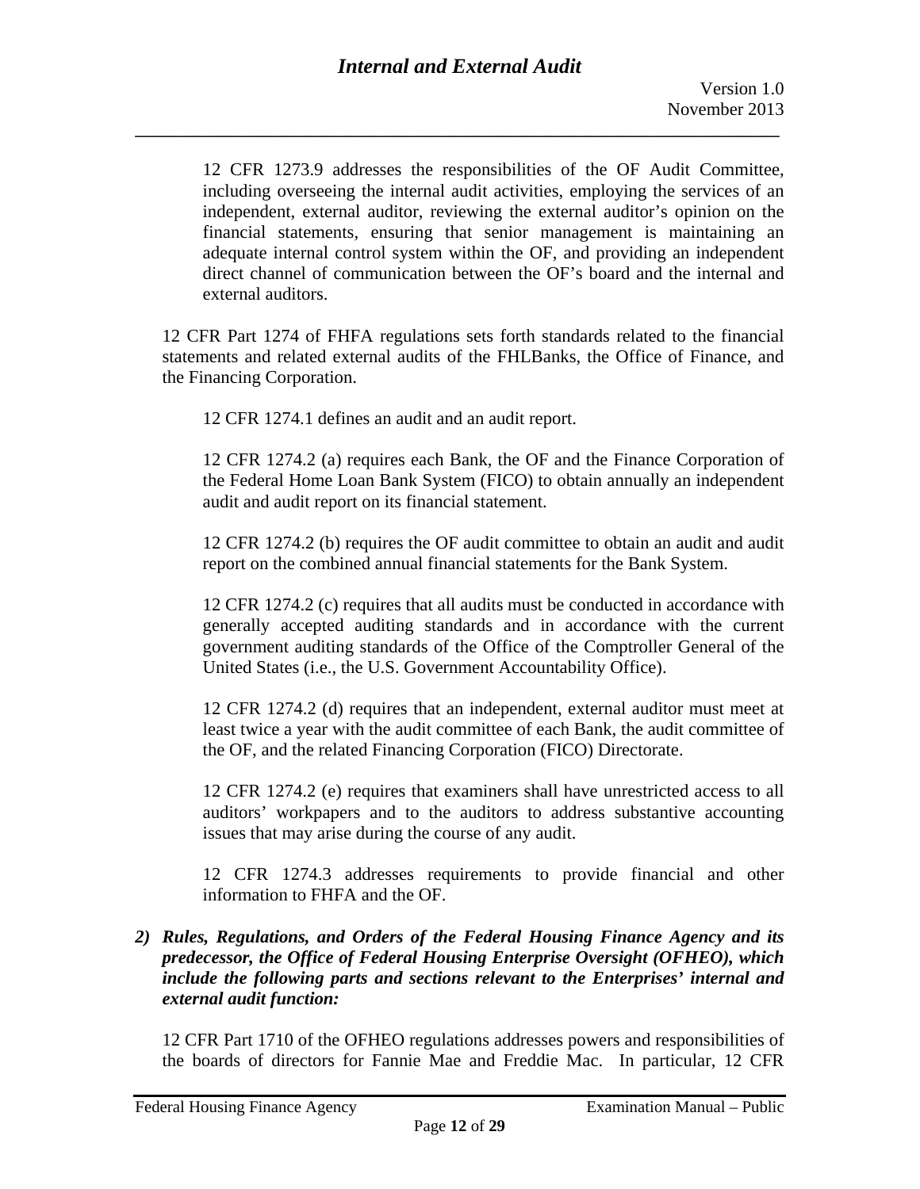12 CFR 1273.9 addresses the responsibilities of the OF Audit Committee, including overseeing the internal audit activities, employing the services of an independent, external auditor, reviewing the external auditor's opinion on the financial statements, ensuring that senior management is maintaining an adequate internal control system within the OF, and providing an independent direct channel of communication between the OF's board and the internal and external auditors.

12 CFR Part 1274 of FHFA regulations sets forth standards related to the financial statements and related external audits of the FHLBanks, the Office of Finance, and the Financing Corporation.

12 CFR 1274.1 defines an audit and an audit report.

12 CFR 1274.2 (a) requires each Bank, the OF and the Finance Corporation of the Federal Home Loan Bank System (FICO) to obtain annually an independent audit and audit report on its financial statement.

12 CFR 1274.2 (b) requires the OF audit committee to obtain an audit and audit report on the combined annual financial statements for the Bank System.

12 CFR 1274.2 (c) requires that all audits must be conducted in accordance with generally accepted auditing standards and in accordance with the current government auditing standards of the Office of the Comptroller General of the United States (i.e., the U.S. Government Accountability Office).

12 CFR 1274.2 (d) requires that an independent, external auditor must meet at least twice a year with the audit committee of each Bank, the audit committee of the OF, and the related Financing Corporation (FICO) Directorate.

12 CFR 1274.2 (e) requires that examiners shall have unrestricted access to all auditors' workpapers and to the auditors to address substantive accounting issues that may arise during the course of any audit.

12 CFR 1274.3 addresses requirements to provide financial and other information to FHFA and the OF.

*2) Rules, Regulations, and Orders of the Federal Housing Finance Agency and its predecessor, the Office of Federal Housing Enterprise Oversight (OFHEO), which include the following parts and sections relevant to the Enterprises' internal and external audit function:*

12 CFR Part 1710 of the OFHEO regulations addresses powers and responsibilities of the boards of directors for Fannie Mae and Freddie Mac. In particular, 12 CFR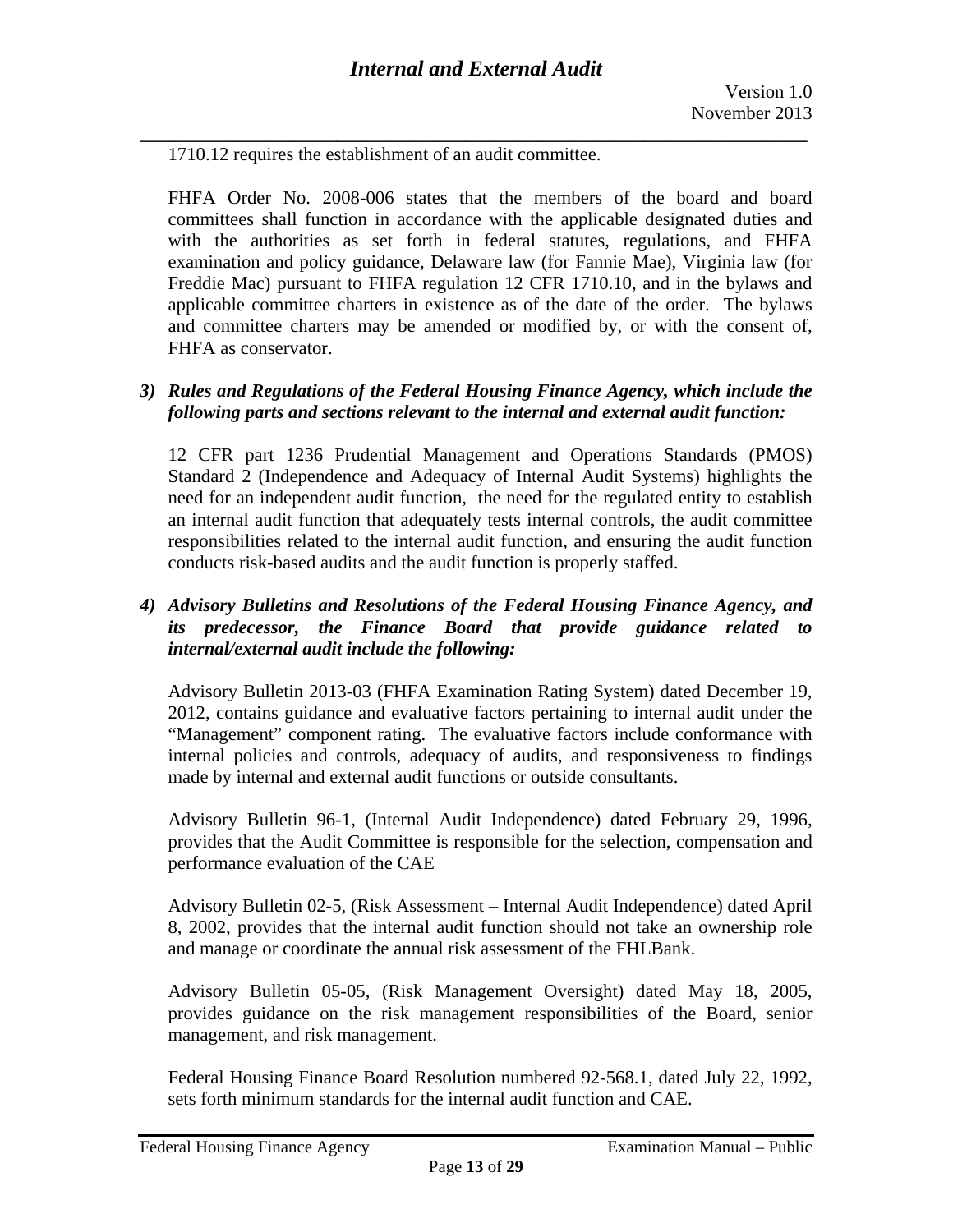1710.12 requires the establishment of an audit committee.

FHFA Order No. 2008-006 states that the members of the board and board committees shall function in accordance with the applicable designated duties and with the authorities as set forth in federal statutes, regulations, and FHFA examination and policy guidance, Delaware law (for Fannie Mae), Virginia law (for Freddie Mac) pursuant to FHFA regulation 12 CFR 1710.10, and in the bylaws and applicable committee charters in existence as of the date of the order. The bylaws and committee charters may be amended or modified by, or with the consent of, FHFA as conservator.

3) ***Rules and Regulations of the Federal Housing Finance Agency, which include the following parts and sections relevant to the internal and external audit function:***

12 CFR part 1236 Prudential Management and Operations Standards (PMOS) Standard 2 (Independence and Adequacy of Internal Audit Systems) highlights the need for an independent audit function, the need for the regulated entity to establish an internal audit function that adequately tests internal controls, the audit committee responsibilities related to the internal audit function, and ensuring the audit function conducts risk-based audits and the audit function is properly staffed.

4) ***Advisory Bulletins and Resolutions of the Federal Housing Finance Agency, and its predecessor, the Finance Board that provide guidance related to internal/external audit include the following:***

Advisory Bulletin 2013-03 (FHFA Examination Rating System) dated December 19, 2012, contains guidance and evaluative factors pertaining to internal audit under the "Management" component rating. The evaluative factors include conformance with internal policies and controls, adequacy of audits, and responsiveness to findings made by internal and external audit functions or outside consultants.

Advisory Bulletin 96-1, (Internal Audit Independence) dated February 29, 1996, provides that the Audit Committee is responsible for the selection, compensation and performance evaluation of the CAE

Advisory Bulletin 02-5, (Risk Assessment – Internal Audit Independence) dated April 8, 2002, provides that the internal audit function should not take an ownership role and manage or coordinate the annual risk assessment of the FHLBank.

Advisory Bulletin 05-05, (Risk Management Oversight) dated May 18, 2005, provides guidance on the risk management responsibilities of the Board, senior management, and risk management.

Federal Housing Finance Board Resolution numbered 92-568.1, dated July 22, 1992, sets forth minimum standards for the internal audit function and CAE.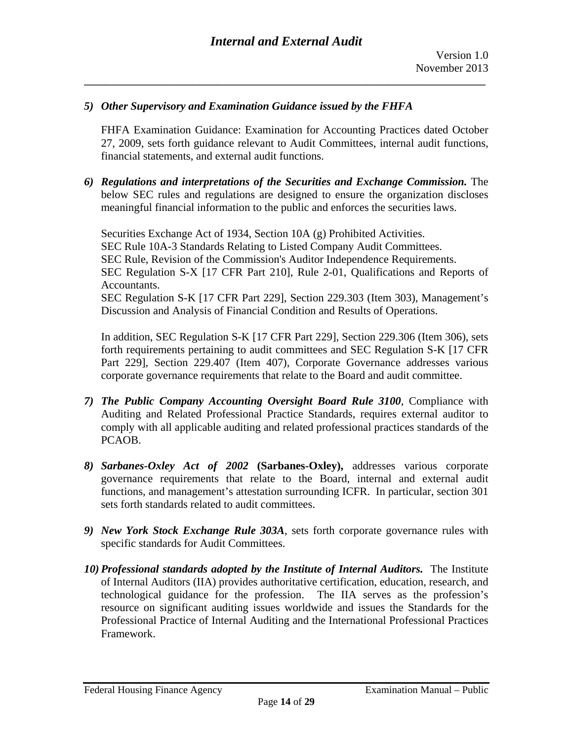5) ***Other Supervisory and Examination Guidance issued by the FHFA***

   FHFA Examination Guidance: Examination for Accounting Practices dated October 27, 2009, sets forth guidance relevant to Audit Committees, internal audit functions, financial statements, and external audit functions.

6) ***Regulations and interpretations of the Securities and Exchange Commission.*** The below SEC rules and regulations are designed to ensure the organization discloses meaningful financial information to the public and enforces the securities laws.

   Securities Exchange Act of 1934, Section 10A (g) Prohibited Activities.
   SEC Rule 10A-3 Standards Relating to Listed Company Audit Committees.
   SEC Rule, Revision of the Commission's Auditor Independence Requirements.
   SEC Regulation S-X [17 CFR Part 210], Rule 2-01, Qualifications and Reports of Accountants.
   SEC Regulation S-K [17 CFR Part 229], Section 229.303 (Item 303), Management's Discussion and Analysis of Financial Condition and Results of Operations.

   In addition, SEC Regulation S-K [17 CFR Part 229], Section 229.306 (Item 306), sets forth requirements pertaining to audit committees and SEC Regulation S-K [17 CFR Part 229], Section 229.407 (Item 407), Corporate Governance addresses various corporate governance requirements that relate to the Board and audit committee.

7) ***The Public Company Accounting Oversight Board Rule 3100***, Compliance with Auditing and Related Professional Practice Standards, requires external auditor to comply with all applicable auditing and related professional practices standards of the PCAOB.

8) ***Sarbanes-Oxley Act of 2002*** **(Sarbanes-Oxley),** addresses various corporate governance requirements that relate to the Board, internal and external audit functions, and management's attestation surrounding ICFR. In particular, section 301 sets forth standards related to audit committees.

9) ***New York Stock Exchange Rule 303A***, sets forth corporate governance rules with specific standards for Audit Committees.

10) ***Professional standards adopted by the Institute of Internal Auditors.*** The Institute of Internal Auditors (IIA) provides authoritative certification, education, research, and technological guidance for the profession. The IIA serves as the profession's resource on significant auditing issues worldwide and issues the Standards for the Professional Practice of Internal Auditing and the International Professional Practices Framework.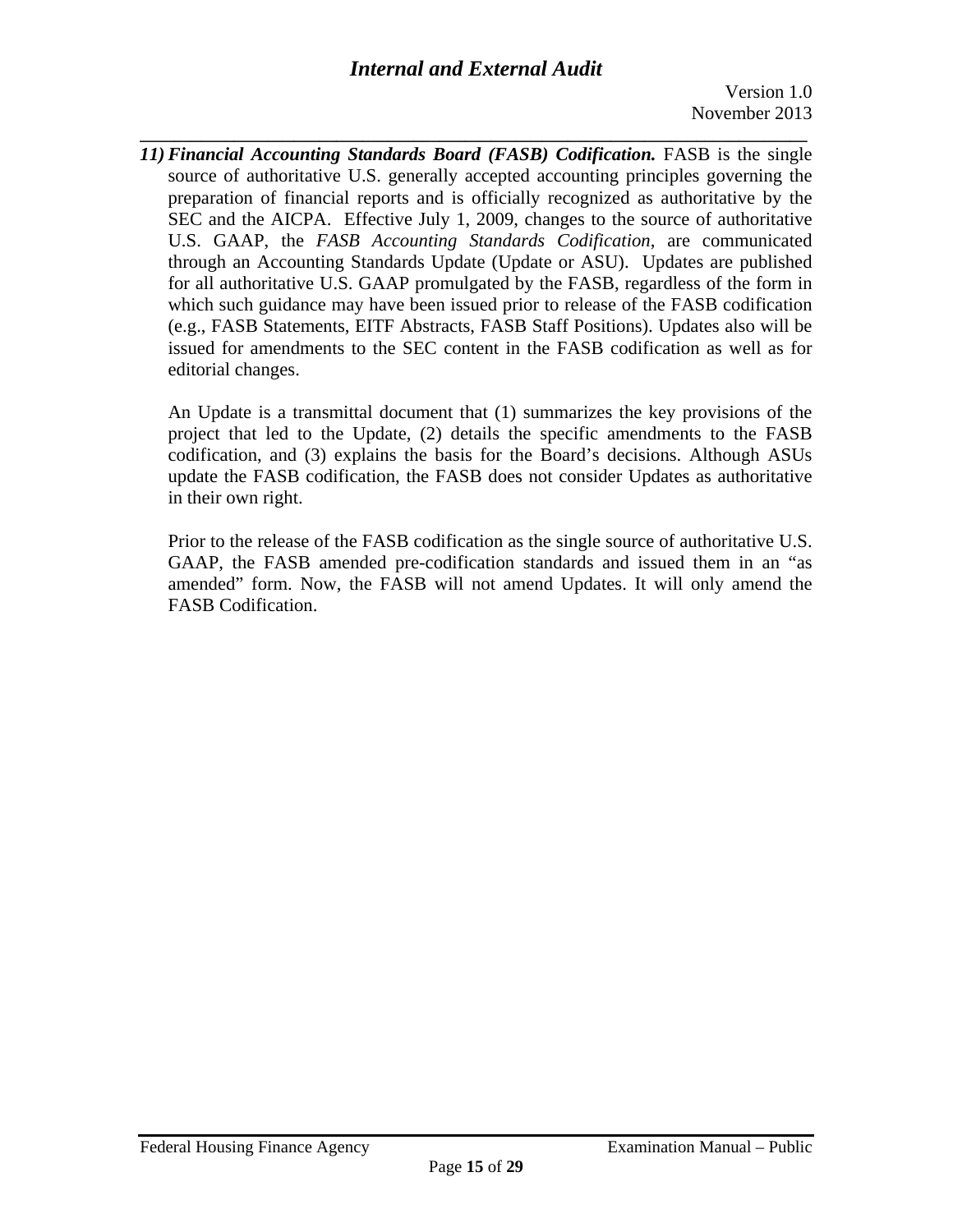11) ***Financial Accounting Standards Board (FASB) Codification.*** FASB is the single source of authoritative U.S. generally accepted accounting principles governing the preparation of financial reports and is officially recognized as authoritative by the SEC and the AICPA. Effective July 1, 2009, changes to the source of authoritative U.S. GAAP, the *FASB Accounting Standards Codification*, are communicated through an Accounting Standards Update (Update or ASU). Updates are published for all authoritative U.S. GAAP promulgated by the FASB, regardless of the form in which such guidance may have been issued prior to release of the FASB codification (e.g., FASB Statements, EITF Abstracts, FASB Staff Positions). Updates also will be issued for amendments to the SEC content in the FASB codification as well as for editorial changes.

    An Update is a transmittal document that (1) summarizes the key provisions of the project that led to the Update, (2) details the specific amendments to the FASB codification, and (3) explains the basis for the Board's decisions. Although ASUs update the FASB codification, the FASB does not consider Updates as authoritative in their own right.

    Prior to the release of the FASB codification as the single source of authoritative U.S. GAAP, the FASB amended pre-codification standards and issued them in an "as amended" form. Now, the FASB will not amend Updates. It will only amend the FASB Codification.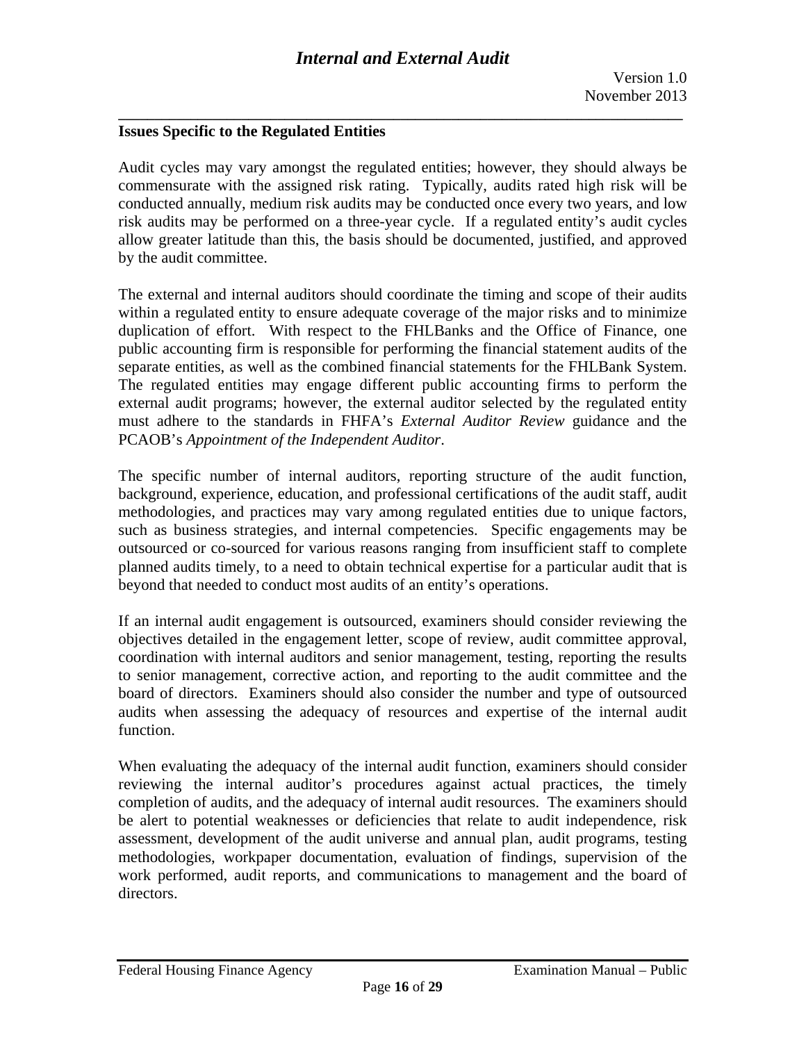**Issues Specific to the Regulated Entities**

Audit cycles may vary amongst the regulated entities; however, they should always be commensurate with the assigned risk rating. Typically, audits rated high risk will be conducted annually, medium risk audits may be conducted once every two years, and low risk audits may be performed on a three-year cycle. If a regulated entity's audit cycles allow greater latitude than this, the basis should be documented, justified, and approved by the audit committee.

The external and internal auditors should coordinate the timing and scope of their audits within a regulated entity to ensure adequate coverage of the major risks and to minimize duplication of effort. With respect to the FHLBanks and the Office of Finance, one public accounting firm is responsible for performing the financial statement audits of the separate entities, as well as the combined financial statements for the FHLBank System. The regulated entities may engage different public accounting firms to perform the external audit programs; however, the external auditor selected by the regulated entity must adhere to the standards in FHFA's *External Auditor Review* guidance and the PCAOB's *Appointment of the Independent Auditor*.

The specific number of internal auditors, reporting structure of the audit function, background, experience, education, and professional certifications of the audit staff, audit methodologies, and practices may vary among regulated entities due to unique factors, such as business strategies, and internal competencies. Specific engagements may be outsourced or co-sourced for various reasons ranging from insufficient staff to complete planned audits timely, to a need to obtain technical expertise for a particular audit that is beyond that needed to conduct most audits of an entity's operations.

If an internal audit engagement is outsourced, examiners should consider reviewing the objectives detailed in the engagement letter, scope of review, audit committee approval, coordination with internal auditors and senior management, testing, reporting the results to senior management, corrective action, and reporting to the audit committee and the board of directors. Examiners should also consider the number and type of outsourced audits when assessing the adequacy of resources and expertise of the internal audit function.

When evaluating the adequacy of the internal audit function, examiners should consider reviewing the internal auditor's procedures against actual practices, the timely completion of audits, and the adequacy of internal audit resources. The examiners should be alert to potential weaknesses or deficiencies that relate to audit independence, risk assessment, development of the audit universe and annual plan, audit programs, testing methodologies, workpaper documentation, evaluation of findings, supervision of the work performed, audit reports, and communications to management and the board of directors.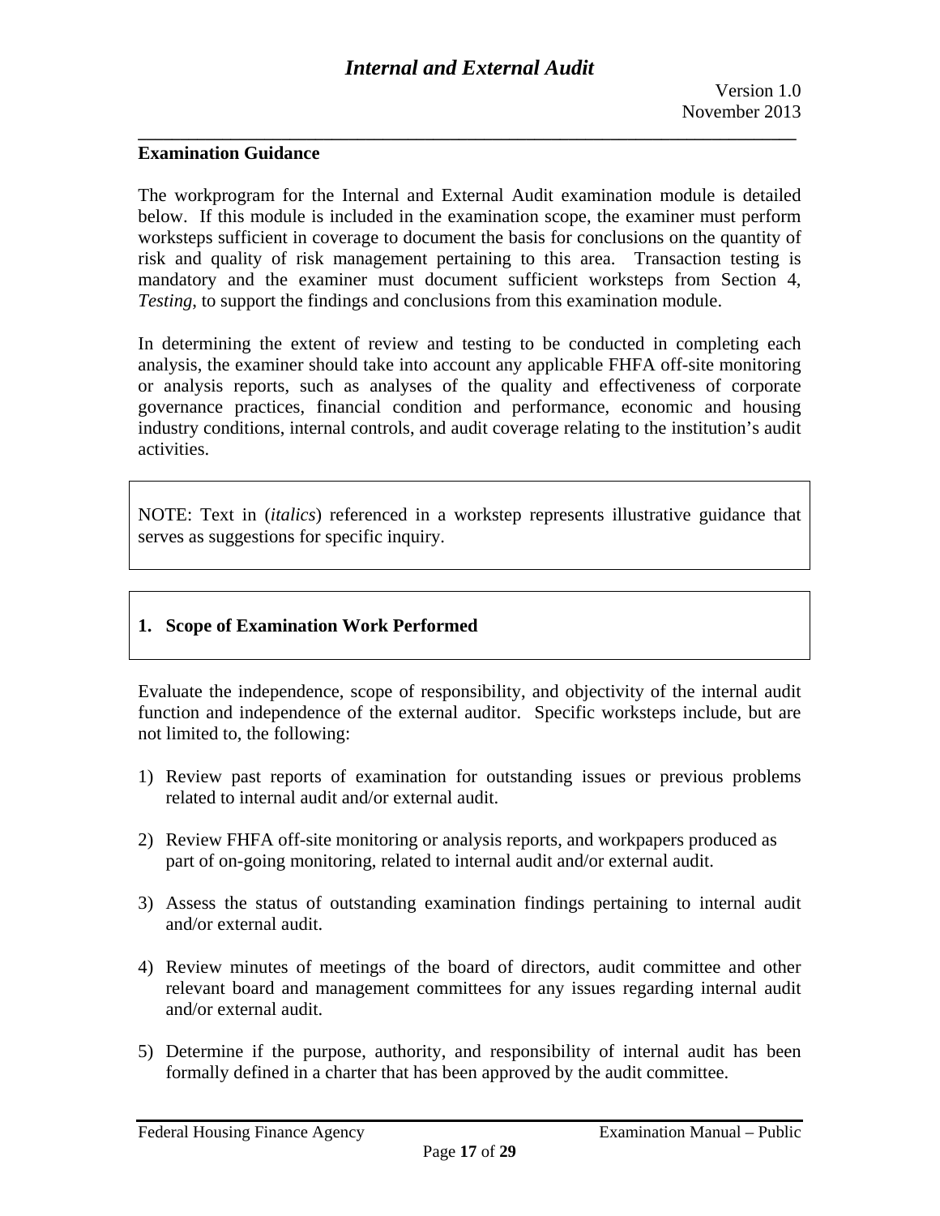**Examination Guidance**

The workprogram for the Internal and External Audit examination module is detailed below. If this module is included in the examination scope, the examiner must perform worksteps sufficient in coverage to document the basis for conclusions on the quantity of risk and quality of risk management pertaining to this area. Transaction testing is mandatory and the examiner must document sufficient worksteps from Section 4, *Testing*, to support the findings and conclusions from this examination module.

In determining the extent of review and testing to be conducted in completing each analysis, the examiner should take into account any applicable FHFA off-site monitoring or analysis reports, such as analyses of the quality and effectiveness of corporate governance practices, financial condition and performance, economic and housing industry conditions, internal controls, and audit coverage relating to the institution's audit activities.

NOTE: Text in (*italics*) referenced in a workstep represents illustrative guidance that serves as suggestions for specific inquiry.

## 1. Scope of Examination Work Performed

Evaluate the independence, scope of responsibility, and objectivity of the internal audit function and independence of the external auditor. Specific worksteps include, but are not limited to, the following:

1) Review past reports of examination for outstanding issues or previous problems related to internal audit and/or external audit.

2) Review FHFA off-site monitoring or analysis reports, and workpapers produced as part of on-going monitoring, related to internal audit and/or external audit.

3) Assess the status of outstanding examination findings pertaining to internal audit and/or external audit.

4) Review minutes of meetings of the board of directors, audit committee and other relevant board and management committees for any issues regarding internal audit and/or external audit.

5) Determine if the purpose, authority, and responsibility of internal audit has been formally defined in a charter that has been approved by the audit committee.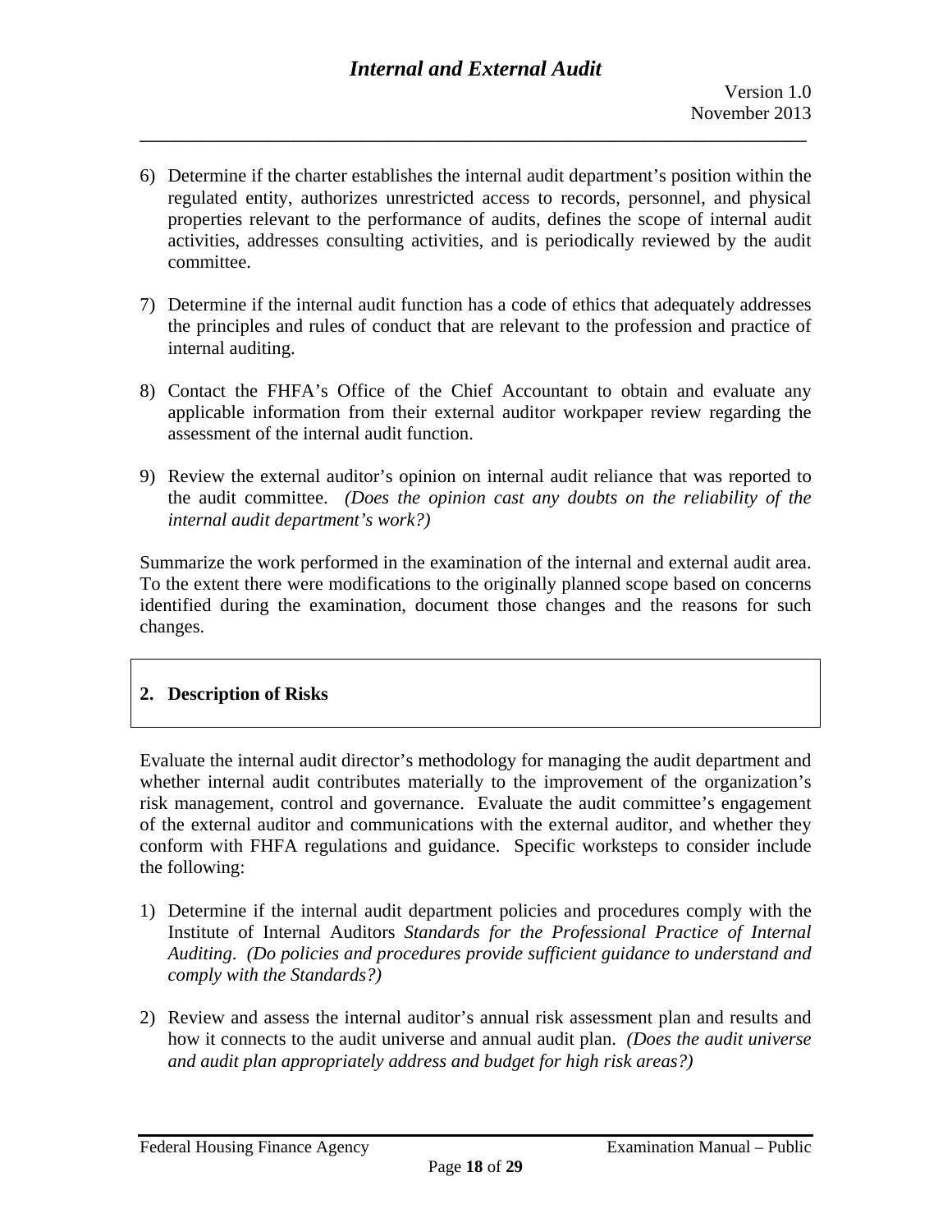6) Determine if the charter establishes the internal audit department's position within the regulated entity, authorizes unrestricted access to records, personnel, and physical properties relevant to the performance of audits, defines the scope of internal audit activities, addresses consulting activities, and is periodically reviewed by the audit committee.

7) Determine if the internal audit function has a code of ethics that adequately addresses the principles and rules of conduct that are relevant to the profession and practice of internal auditing.

8) Contact the FHFA's Office of the Chief Accountant to obtain and evaluate any applicable information from their external auditor workpaper review regarding the assessment of the internal audit function.

9) Review the external auditor's opinion on internal audit reliance that was reported to the audit committee. *(Does the opinion cast any doubts on the reliability of the internal audit department's work?)*

Summarize the work performed in the examination of the internal and external audit area. To the extent there were modifications to the originally planned scope based on concerns identified during the examination, document those changes and the reasons for such changes.

## 2. Description of Risks

Evaluate the internal audit director's methodology for managing the audit department and whether internal audit contributes materially to the improvement of the organization's risk management, control and governance. Evaluate the audit committee's engagement of the external auditor and communications with the external auditor, and whether they conform with FHFA regulations and guidance. Specific worksteps to consider include the following:

1) Determine if the internal audit department policies and procedures comply with the Institute of Internal Auditors *Standards for the Professional Practice of Internal Auditing*. *(Do policies and procedures provide sufficient guidance to understand and comply with the Standards?)*

2) Review and assess the internal auditor's annual risk assessment plan and results and how it connects to the audit universe and annual audit plan. *(Does the audit universe and audit plan appropriately address and budget for high risk areas?)*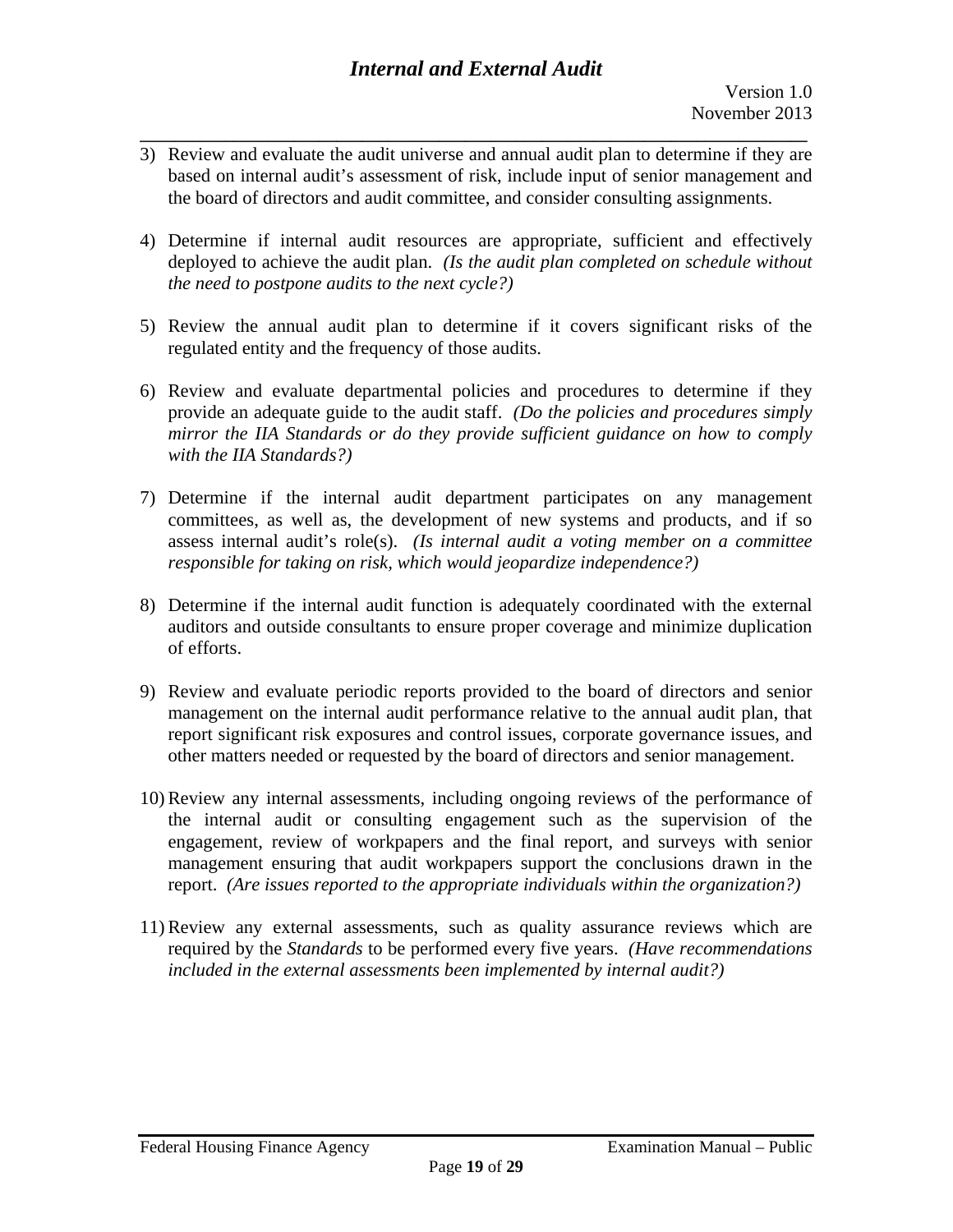3) Review and evaluate the audit universe and annual audit plan to determine if they are based on internal audit's assessment of risk, include input of senior management and the board of directors and audit committee, and consider consulting assignments.

4) Determine if internal audit resources are appropriate, sufficient and effectively deployed to achieve the audit plan. *(Is the audit plan completed on schedule without the need to postpone audits to the next cycle?)*

5) Review the annual audit plan to determine if it covers significant risks of the regulated entity and the frequency of those audits.

6) Review and evaluate departmental policies and procedures to determine if they provide an adequate guide to the audit staff. *(Do the policies and procedures simply mirror the IIA Standards or do they provide sufficient guidance on how to comply with the IIA Standards?)*

7) Determine if the internal audit department participates on any management committees, as well as, the development of new systems and products, and if so assess internal audit's role(s). *(Is internal audit a voting member on a committee responsible for taking on risk, which would jeopardize independence?)*

8) Determine if the internal audit function is adequately coordinated with the external auditors and outside consultants to ensure proper coverage and minimize duplication of efforts.

9) Review and evaluate periodic reports provided to the board of directors and senior management on the internal audit performance relative to the annual audit plan, that report significant risk exposures and control issues, corporate governance issues, and other matters needed or requested by the board of directors and senior management.

10) Review any internal assessments, including ongoing reviews of the performance of the internal audit or consulting engagement such as the supervision of the engagement, review of workpapers and the final report, and surveys with senior management ensuring that audit workpapers support the conclusions drawn in the report. *(Are issues reported to the appropriate individuals within the organization?)*

11) Review any external assessments, such as quality assurance reviews which are required by the *Standards* to be performed every five years. *(Have recommendations included in the external assessments been implemented by internal audit?)*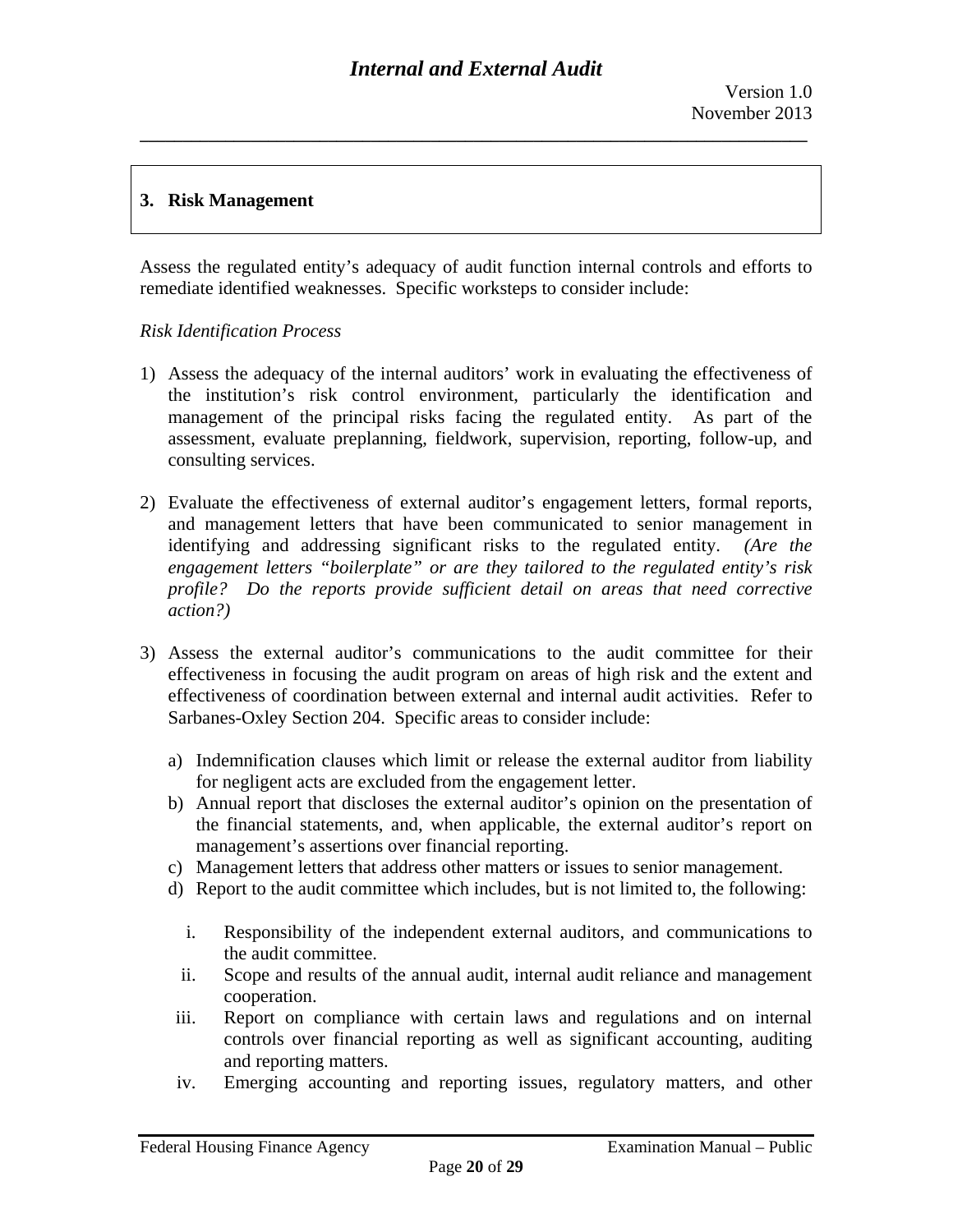**3. Risk Management**

Assess the regulated entity's adequacy of audit function internal controls and efforts to remediate identified weaknesses. Specific worksteps to consider include:

*Risk Identification Process*

1) Assess the adequacy of the internal auditors' work in evaluating the effectiveness of the institution's risk control environment, particularly the identification and management of the principal risks facing the regulated entity. As part of the assessment, evaluate preplanning, fieldwork, supervision, reporting, follow-up, and consulting services.

2) Evaluate the effectiveness of external auditor's engagement letters, formal reports, and management letters that have been communicated to senior management in identifying and addressing significant risks to the regulated entity. *(Are the engagement letters "boilerplate" or are they tailored to the regulated entity's risk profile? Do the reports provide sufficient detail on areas that need corrective action?)*

3) Assess the external auditor's communications to the audit committee for their effectiveness in focusing the audit program on areas of high risk and the extent and effectiveness of coordination between external and internal audit activities. Refer to Sarbanes-Oxley Section 204. Specific areas to consider include:

   a) Indemnification clauses which limit or release the external auditor from liability for negligent acts are excluded from the engagement letter.
   b) Annual report that discloses the external auditor's opinion on the presentation of the financial statements, and, when applicable, the external auditor's report on management's assertions over financial reporting.
   c) Management letters that address other matters or issues to senior management.
   d) Report to the audit committee which includes, but is not limited to, the following:

      i. Responsibility of the independent external auditors, and communications to the audit committee.
      ii. Scope and results of the annual audit, internal audit reliance and management cooperation.
      iii. Report on compliance with certain laws and regulations and on internal controls over financial reporting as well as significant accounting, auditing and reporting matters.
      iv. Emerging accounting and reporting issues, regulatory matters, and other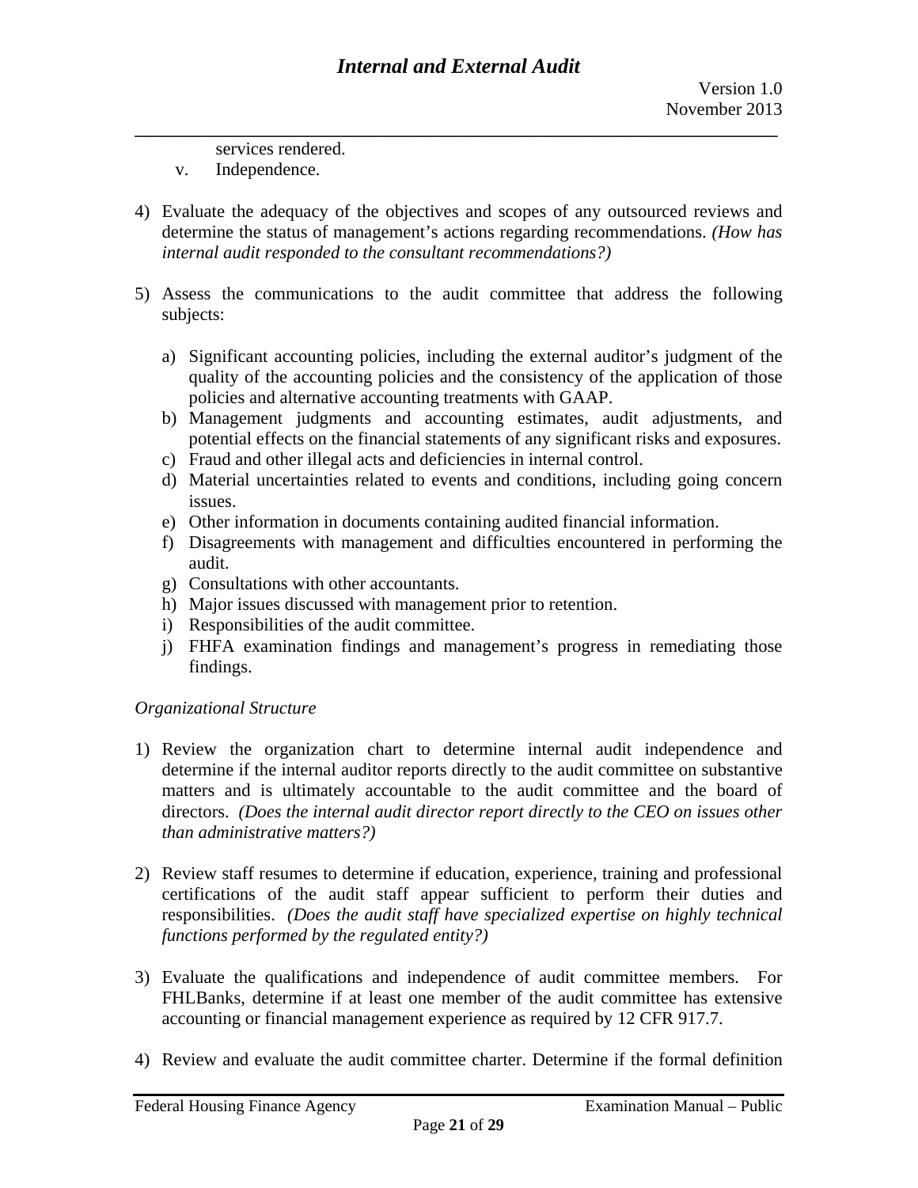services rendered.

v. Independence.

4) Evaluate the adequacy of the objectives and scopes of any outsourced reviews and determine the status of management's actions regarding recommendations. *(How has internal audit responded to the consultant recommendations?)*

5) Assess the communications to the audit committee that address the following subjects:

   a) Significant accounting policies, including the external auditor's judgment of the quality of the accounting policies and the consistency of the application of those policies and alternative accounting treatments with GAAP.
   b) Management judgments and accounting estimates, audit adjustments, and potential effects on the financial statements of any significant risks and exposures.
   c) Fraud and other illegal acts and deficiencies in internal control.
   d) Material uncertainties related to events and conditions, including going concern issues.
   e) Other information in documents containing audited financial information.
   f) Disagreements with management and difficulties encountered in performing the audit.
   g) Consultations with other accountants.
   h) Major issues discussed with management prior to retention.
   i) Responsibilities of the audit committee.
   j) FHFA examination findings and management's progress in remediating those findings.

*Organizational Structure*

1) Review the organization chart to determine internal audit independence and determine if the internal auditor reports directly to the audit committee on substantive matters and is ultimately accountable to the audit committee and the board of directors. *(Does the internal audit director report directly to the CEO on issues other than administrative matters?)*

2) Review staff resumes to determine if education, experience, training and professional certifications of the audit staff appear sufficient to perform their duties and responsibilities. *(Does the audit staff have specialized expertise on highly technical functions performed by the regulated entity?)*

3) Evaluate the qualifications and independence of audit committee members. For FHLBanks, determine if at least one member of the audit committee has extensive accounting or financial management experience as required by 12 CFR 917.7.

4) Review and evaluate the audit committee charter. Determine if the formal definition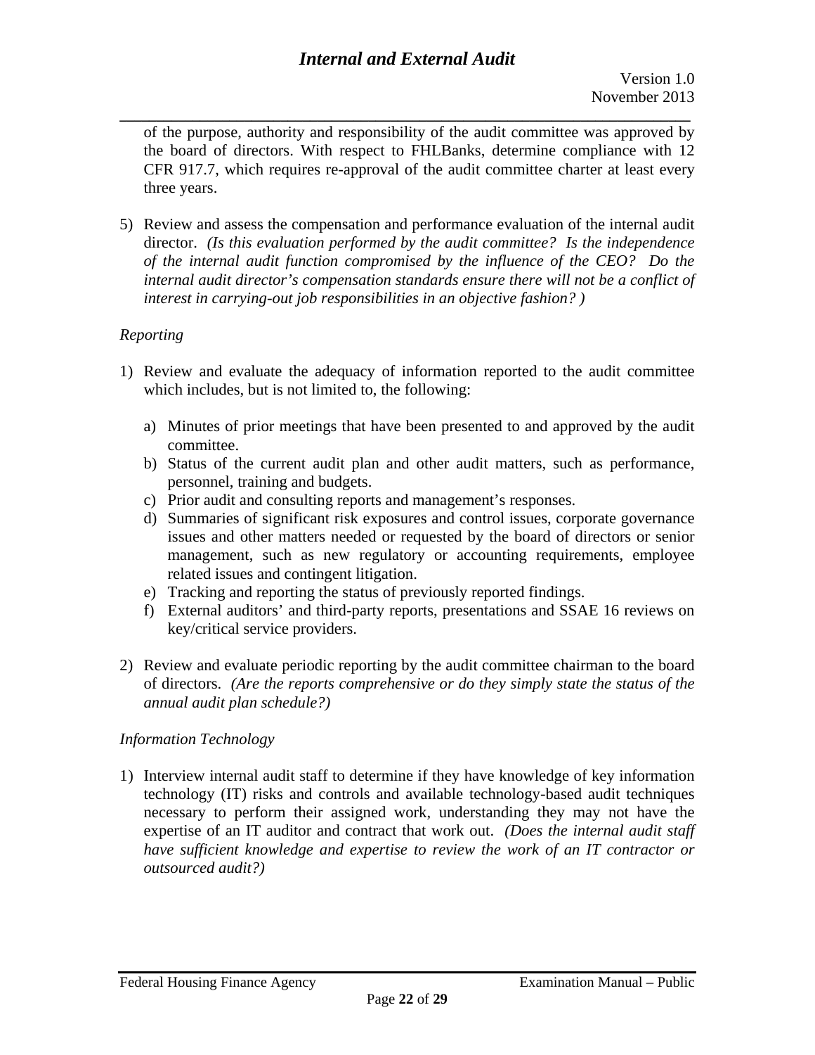of the purpose, authority and responsibility of the audit committee was approved by the board of directors. With respect to FHLBanks, determine compliance with 12 CFR 917.7, which requires re-approval of the audit committee charter at least every three years.

5) Review and assess the compensation and performance evaluation of the internal audit director. *(Is this evaluation performed by the audit committee? Is the independence of the internal audit function compromised by the influence of the CEO? Do the internal audit director's compensation standards ensure there will not be a conflict of interest in carrying-out job responsibilities in an objective fashion? )*

*Reporting*

1) Review and evaluate the adequacy of information reported to the audit committee which includes, but is not limited to, the following:

   a) Minutes of prior meetings that have been presented to and approved by the audit committee.
   b) Status of the current audit plan and other audit matters, such as performance, personnel, training and budgets.
   c) Prior audit and consulting reports and management's responses.
   d) Summaries of significant risk exposures and control issues, corporate governance issues and other matters needed or requested by the board of directors or senior management, such as new regulatory or accounting requirements, employee related issues and contingent litigation.
   e) Tracking and reporting the status of previously reported findings.
   f) External auditors' and third-party reports, presentations and SSAE 16 reviews on key/critical service providers.

2) Review and evaluate periodic reporting by the audit committee chairman to the board of directors. *(Are the reports comprehensive or do they simply state the status of the annual audit plan schedule?)*

*Information Technology*

1) Interview internal audit staff to determine if they have knowledge of key information technology (IT) risks and controls and available technology-based audit techniques necessary to perform their assigned work, understanding they may not have the expertise of an IT auditor and contract that work out. *(Does the internal audit staff have sufficient knowledge and expertise to review the work of an IT contractor or outsourced audit?)*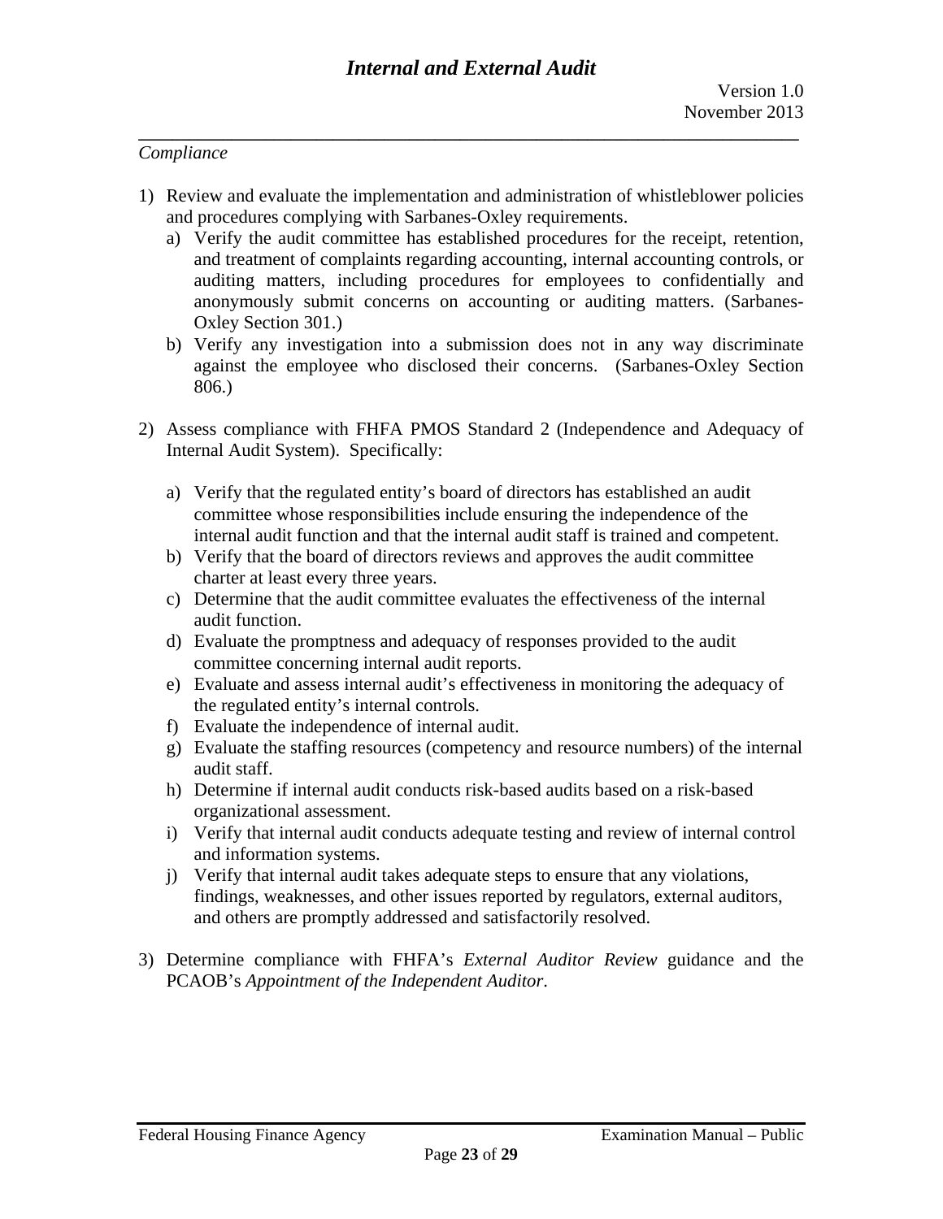*Compliance*

1) Review and evaluate the implementation and administration of whistleblower policies and procedures complying with Sarbanes-Oxley requirements.
   a) Verify the audit committee has established procedures for the receipt, retention, and treatment of complaints regarding accounting, internal accounting controls, or auditing matters, including procedures for employees to confidentially and anonymously submit concerns on accounting or auditing matters. (Sarbanes-Oxley Section 301.)
   b) Verify any investigation into a submission does not in any way discriminate against the employee who disclosed their concerns. (Sarbanes-Oxley Section 806.)

2) Assess compliance with FHFA PMOS Standard 2 (Independence and Adequacy of Internal Audit System). Specifically:

   a) Verify that the regulated entity's board of directors has established an audit committee whose responsibilities include ensuring the independence of the internal audit function and that the internal audit staff is trained and competent.
   b) Verify that the board of directors reviews and approves the audit committee charter at least every three years.
   c) Determine that the audit committee evaluates the effectiveness of the internal audit function.
   d) Evaluate the promptness and adequacy of responses provided to the audit committee concerning internal audit reports.
   e) Evaluate and assess internal audit's effectiveness in monitoring the adequacy of the regulated entity's internal controls.
   f) Evaluate the independence of internal audit.
   g) Evaluate the staffing resources (competency and resource numbers) of the internal audit staff.
   h) Determine if internal audit conducts risk-based audits based on a risk-based organizational assessment.
   i) Verify that internal audit conducts adequate testing and review of internal control and information systems.
   j) Verify that internal audit takes adequate steps to ensure that any violations, findings, weaknesses, and other issues reported by regulators, external auditors, and others are promptly addressed and satisfactorily resolved.

3) Determine compliance with FHFA's *External Auditor Review* guidance and the PCAOB's *Appointment of the Independent Auditor*.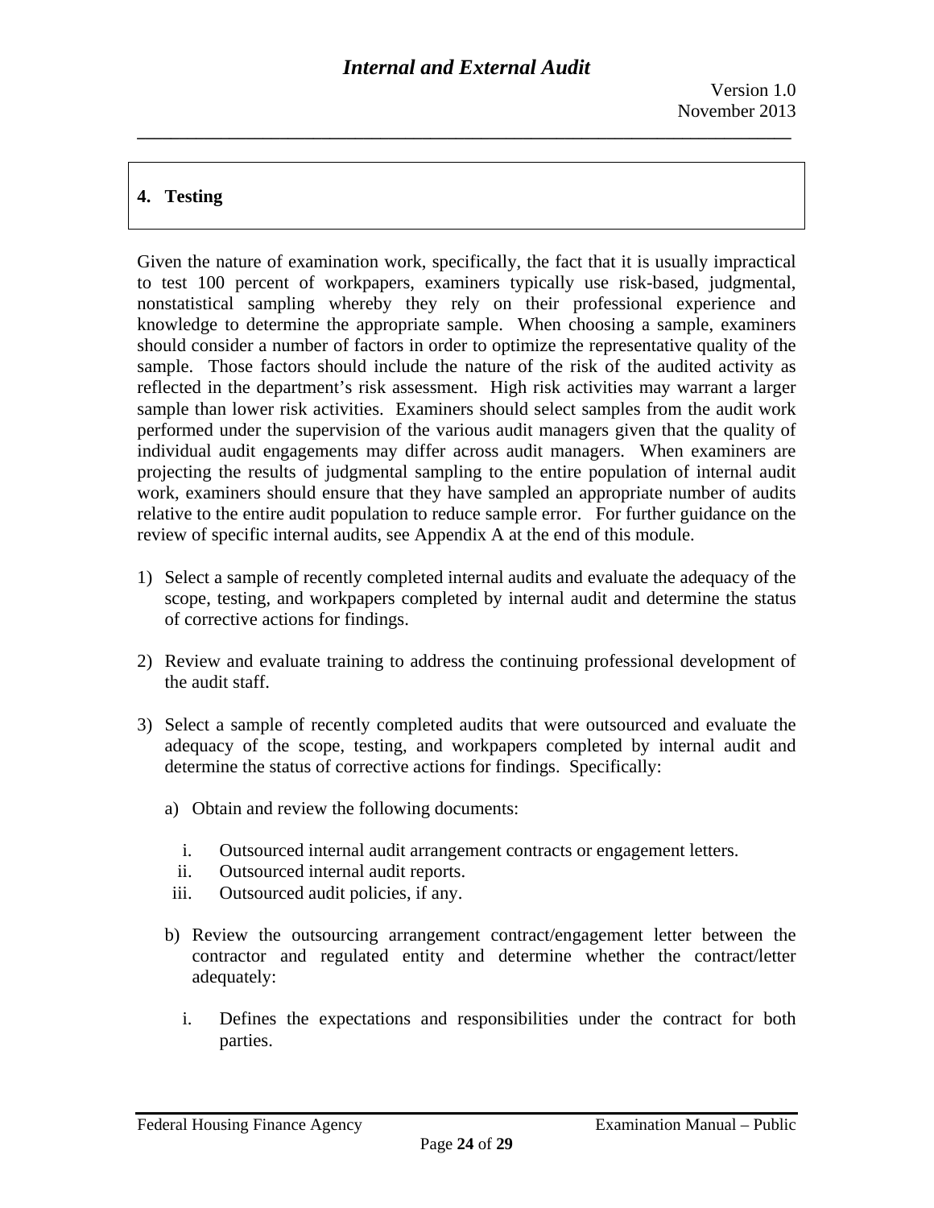## 4. Testing

Given the nature of examination work, specifically, the fact that it is usually impractical to test 100 percent of workpapers, examiners typically use risk-based, judgmental, nonstatistical sampling whereby they rely on their professional experience and knowledge to determine the appropriate sample. When choosing a sample, examiners should consider a number of factors in order to optimize the representative quality of the sample. Those factors should include the nature of the risk of the audited activity as reflected in the department's risk assessment. High risk activities may warrant a larger sample than lower risk activities. Examiners should select samples from the audit work performed under the supervision of the various audit managers given that the quality of individual audit engagements may differ across audit managers. When examiners are projecting the results of judgmental sampling to the entire population of internal audit work, examiners should ensure that they have sampled an appropriate number of audits relative to the entire audit population to reduce sample error. For further guidance on the review of specific internal audits, see Appendix A at the end of this module.

1) Select a sample of recently completed internal audits and evaluate the adequacy of the scope, testing, and workpapers completed by internal audit and determine the status of corrective actions for findings.

2) Review and evaluate training to address the continuing professional development of the audit staff.

3) Select a sample of recently completed audits that were outsourced and evaluate the adequacy of the scope, testing, and workpapers completed by internal audit and determine the status of corrective actions for findings. Specifically:

   a) Obtain and review the following documents:

      i. Outsourced internal audit arrangement contracts or engagement letters.
      ii. Outsourced internal audit reports.
      iii. Outsourced audit policies, if any.

   b) Review the outsourcing arrangement contract/engagement letter between the contractor and regulated entity and determine whether the contract/letter adequately:

      i. Defines the expectations and responsibilities under the contract for both parties.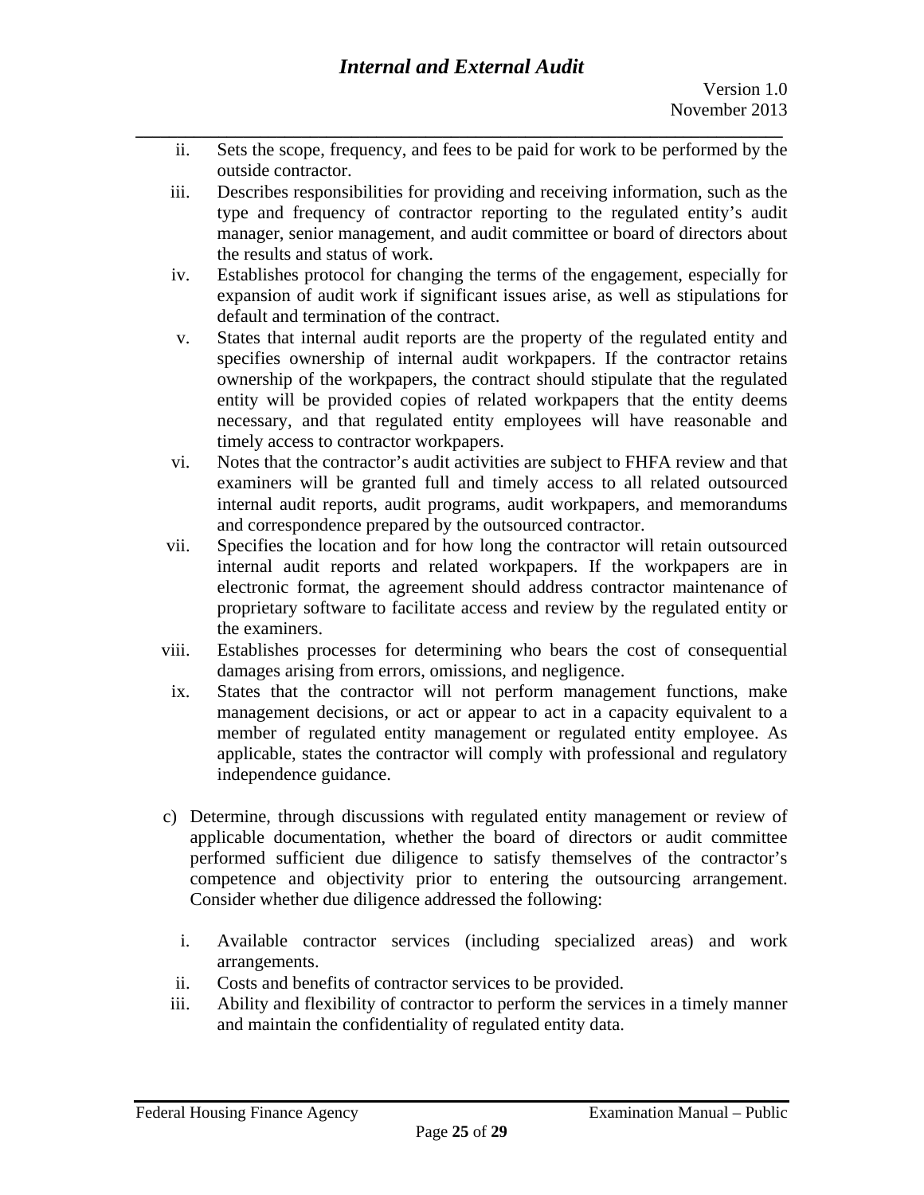ii. Sets the scope, frequency, and fees to be paid for work to be performed by the outside contractor.

iii. Describes responsibilities for providing and receiving information, such as the type and frequency of contractor reporting to the regulated entity's audit manager, senior management, and audit committee or board of directors about the results and status of work.

iv. Establishes protocol for changing the terms of the engagement, especially for expansion of audit work if significant issues arise, as well as stipulations for default and termination of the contract.

v. States that internal audit reports are the property of the regulated entity and specifies ownership of internal audit workpapers. If the contractor retains ownership of the workpapers, the contract should stipulate that the regulated entity will be provided copies of related workpapers that the entity deems necessary, and that regulated entity employees will have reasonable and timely access to contractor workpapers.

vi. Notes that the contractor's audit activities are subject to FHFA review and that examiners will be granted full and timely access to all related outsourced internal audit reports, audit programs, audit workpapers, and memorandums and correspondence prepared by the outsourced contractor.

vii. Specifies the location and for how long the contractor will retain outsourced internal audit reports and related workpapers. If the workpapers are in electronic format, the agreement should address contractor maintenance of proprietary software to facilitate access and review by the regulated entity or the examiners.

viii. Establishes processes for determining who bears the cost of consequential damages arising from errors, omissions, and negligence.

ix. States that the contractor will not perform management functions, make management decisions, or act or appear to act in a capacity equivalent to a member of regulated entity management or regulated entity employee. As applicable, states the contractor will comply with professional and regulatory independence guidance.

c) Determine, through discussions with regulated entity management or review of applicable documentation, whether the board of directors or audit committee performed sufficient due diligence to satisfy themselves of the contractor's competence and objectivity prior to entering the outsourcing arrangement. Consider whether due diligence addressed the following:

i. Available contractor services (including specialized areas) and work arrangements.

ii. Costs and benefits of contractor services to be provided.

iii. Ability and flexibility of contractor to perform the services in a timely manner and maintain the confidentiality of regulated entity data.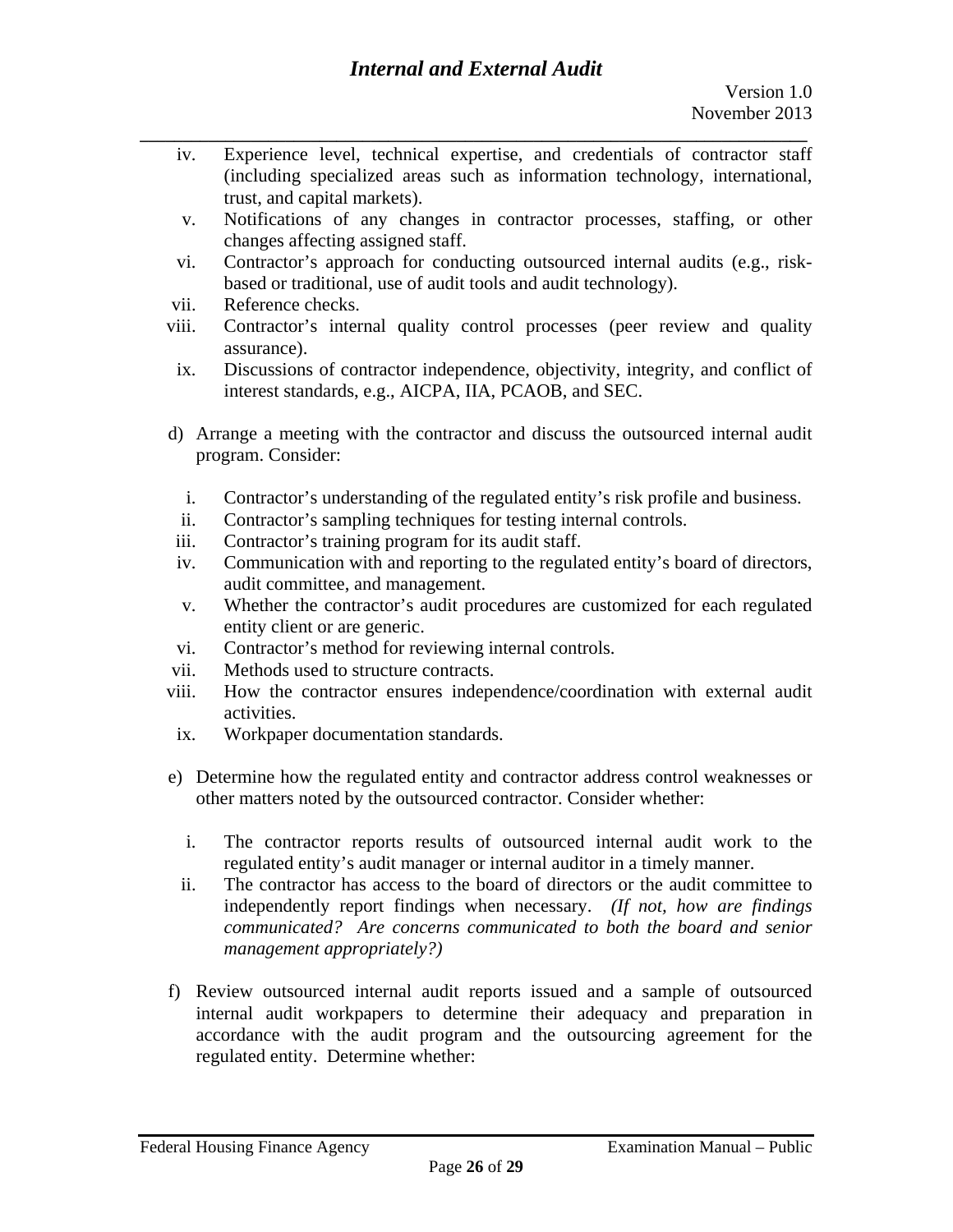iv. Experience level, technical expertise, and credentials of contractor staff (including specialized areas such as information technology, international, trust, and capital markets).
v. Notifications of any changes in contractor processes, staffing, or other changes affecting assigned staff.
vi. Contractor's approach for conducting outsourced internal audits (e.g., risk-based or traditional, use of audit tools and audit technology).
vii. Reference checks.
viii. Contractor's internal quality control processes (peer review and quality assurance).
ix. Discussions of contractor independence, objectivity, integrity, and conflict of interest standards, e.g., AICPA, IIA, PCAOB, and SEC.

d) Arrange a meeting with the contractor and discuss the outsourced internal audit program. Consider:

i. Contractor's understanding of the regulated entity's risk profile and business.
ii. Contractor's sampling techniques for testing internal controls.
iii. Contractor's training program for its audit staff.
iv. Communication with and reporting to the regulated entity's board of directors, audit committee, and management.
v. Whether the contractor's audit procedures are customized for each regulated entity client or are generic.
vi. Contractor's method for reviewing internal controls.
vii. Methods used to structure contracts.
viii. How the contractor ensures independence/coordination with external audit activities.
ix. Workpaper documentation standards.

e) Determine how the regulated entity and contractor address control weaknesses or other matters noted by the outsourced contractor. Consider whether:

i. The contractor reports results of outsourced internal audit work to the regulated entity's audit manager or internal auditor in a timely manner.
ii. The contractor has access to the board of directors or the audit committee to independently report findings when necessary. *(If not, how are findings communicated? Are concerns communicated to both the board and senior management appropriately?)*

f) Review outsourced internal audit reports issued and a sample of outsourced internal audit workpapers to determine their adequacy and preparation in accordance with the audit program and the outsourcing agreement for the regulated entity. Determine whether: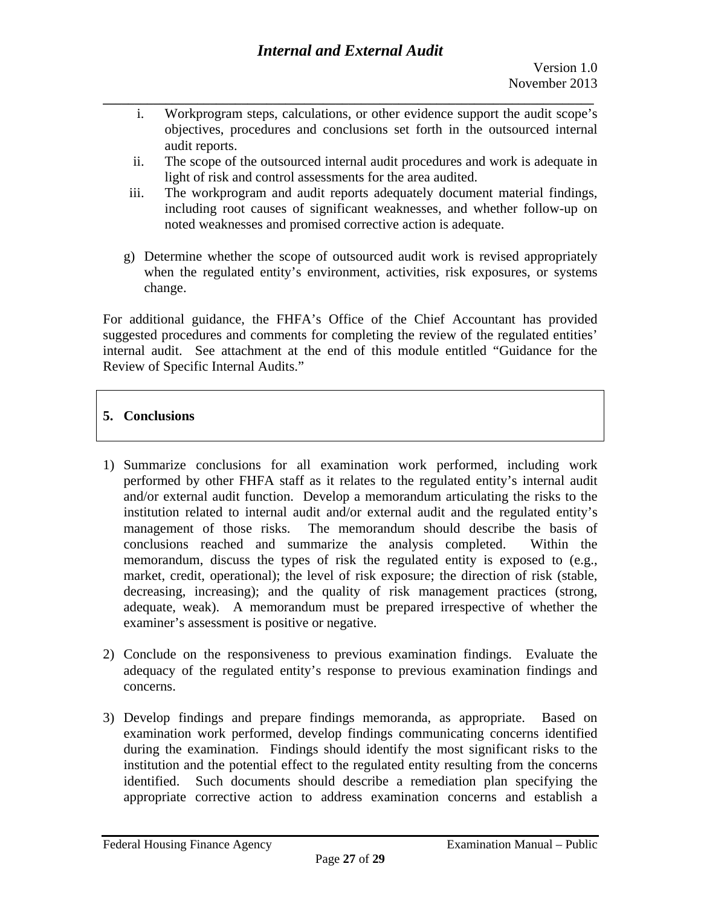i. Workprogram steps, calculations, or other evidence support the audit scope's objectives, procedures and conclusions set forth in the outsourced internal audit reports.

ii. The scope of the outsourced internal audit procedures and work is adequate in light of risk and control assessments for the area audited.

iii. The workprogram and audit reports adequately document material findings, including root causes of significant weaknesses, and whether follow-up on noted weaknesses and promised corrective action is adequate.

g) Determine whether the scope of outsourced audit work is revised appropriately when the regulated entity's environment, activities, risk exposures, or systems change.

For additional guidance, the FHFA's Office of the Chief Accountant has provided suggested procedures and comments for completing the review of the regulated entities' internal audit. See attachment at the end of this module entitled "Guidance for the Review of Specific Internal Audits."

## 5. Conclusions

1) Summarize conclusions for all examination work performed, including work performed by other FHFA staff as it relates to the regulated entity's internal audit and/or external audit function. Develop a memorandum articulating the risks to the institution related to internal audit and/or external audit and the regulated entity's management of those risks. The memorandum should describe the basis of conclusions reached and summarize the analysis completed. Within the memorandum, discuss the types of risk the regulated entity is exposed to (e.g., market, credit, operational); the level of risk exposure; the direction of risk (stable, decreasing, increasing); and the quality of risk management practices (strong, adequate, weak). A memorandum must be prepared irrespective of whether the examiner's assessment is positive or negative.

2) Conclude on the responsiveness to previous examination findings. Evaluate the adequacy of the regulated entity's response to previous examination findings and concerns.

3) Develop findings and prepare findings memoranda, as appropriate. Based on examination work performed, develop findings communicating concerns identified during the examination. Findings should identify the most significant risks to the institution and the potential effect to the regulated entity resulting from the concerns identified. Such documents should describe a remediation plan specifying the appropriate corrective action to address examination concerns and establish a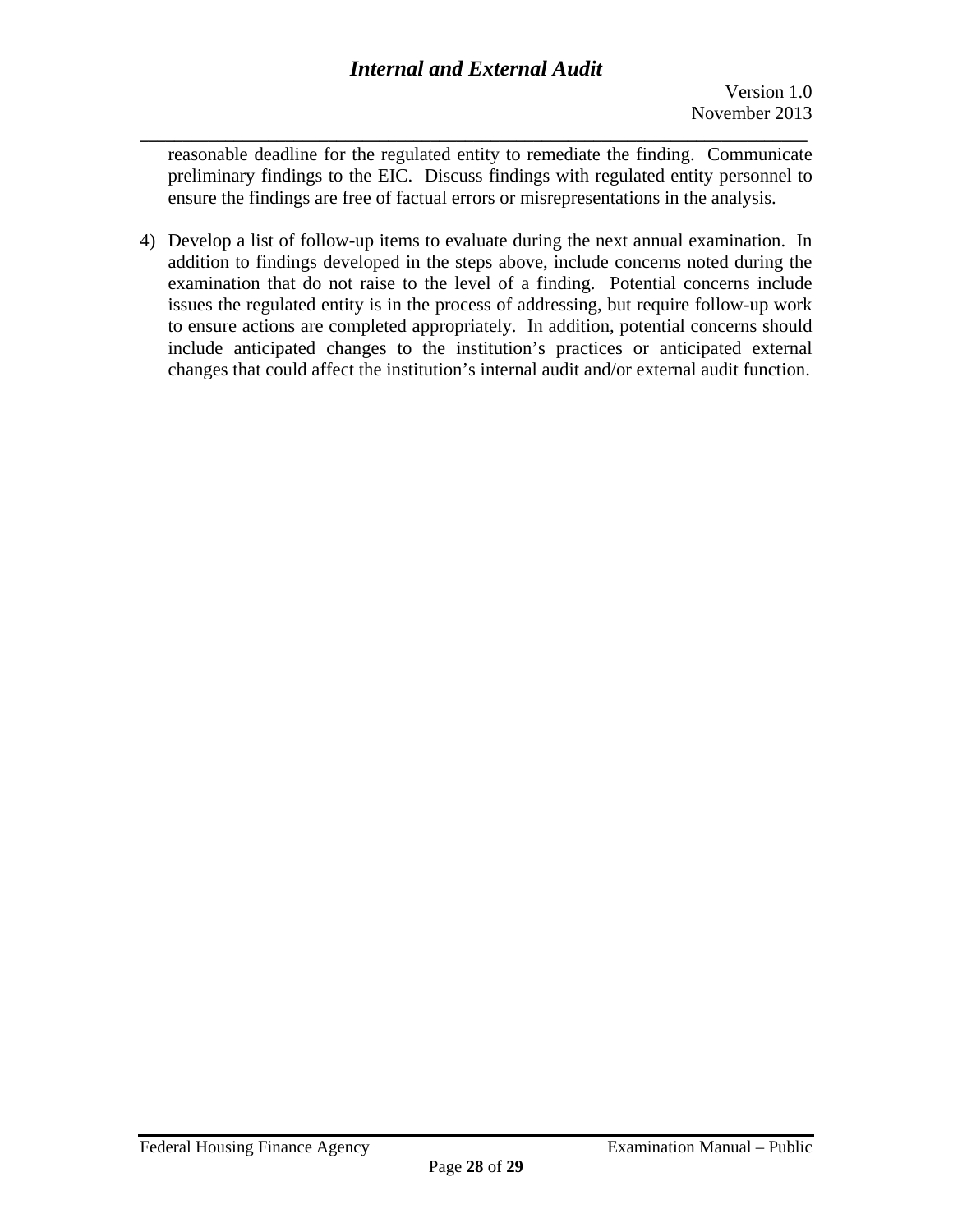reasonable deadline for the regulated entity to remediate the finding. Communicate preliminary findings to the EIC. Discuss findings with regulated entity personnel to ensure the findings are free of factual errors or misrepresentations in the analysis.

4) Develop a list of follow-up items to evaluate during the next annual examination. In addition to findings developed in the steps above, include concerns noted during the examination that do not raise to the level of a finding. Potential concerns include issues the regulated entity is in the process of addressing, but require follow-up work to ensure actions are completed appropriately. In addition, potential concerns should include anticipated changes to the institution's practices or anticipated external changes that could affect the institution's internal audit and/or external audit function.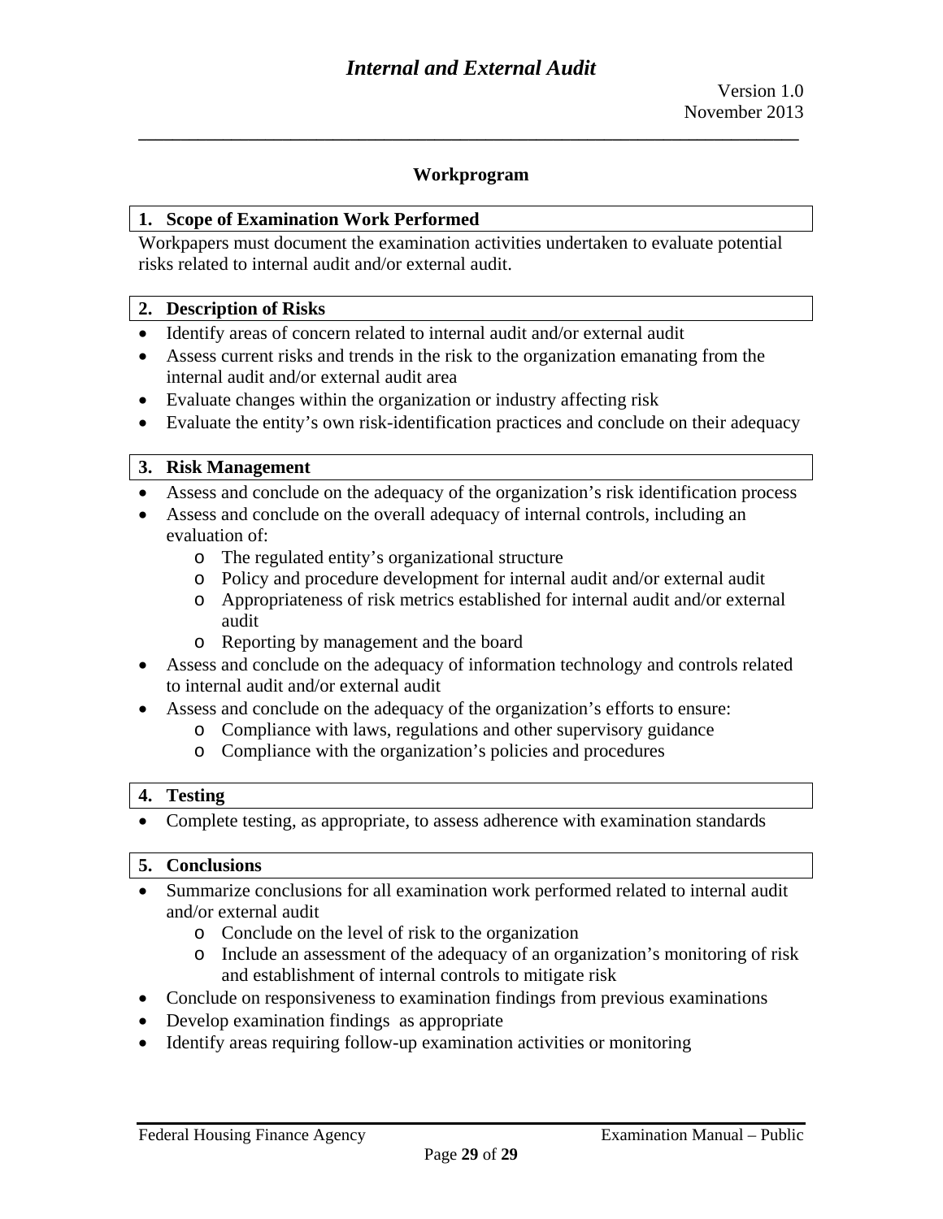## Workprogram

### 1. Scope of Examination Work Performed

Workpapers must document the examination activities undertaken to evaluate potential risks related to internal audit and/or external audit.

### 2. Description of Risks

- Identify areas of concern related to internal audit and/or external audit
- Assess current risks and trends in the risk to the organization emanating from the internal audit and/or external audit area
- Evaluate changes within the organization or industry affecting risk
- Evaluate the entity's own risk-identification practices and conclude on their adequacy

### 3. Risk Management

- Assess and conclude on the adequacy of the organization's risk identification process
- Assess and conclude on the overall adequacy of internal controls, including an evaluation of:
    - The regulated entity's organizational structure
    - Policy and procedure development for internal audit and/or external audit
    - Appropriateness of risk metrics established for internal audit and/or external audit
    - Reporting by management and the board
- Assess and conclude on the adequacy of information technology and controls related to internal audit and/or external audit
- Assess and conclude on the adequacy of the organization's efforts to ensure:
    - Compliance with laws, regulations and other supervisory guidance
    - Compliance with the organization's policies and procedures

### 4. Testing

- Complete testing, as appropriate, to assess adherence with examination standards

### 5. Conclusions

- Summarize conclusions for all examination work performed related to internal audit and/or external audit
    - Conclude on the level of risk to the organization
    - Include an assessment of the adequacy of an organization's monitoring of risk and establishment of internal controls to mitigate risk
- Conclude on responsiveness to examination findings from previous examinations
- Develop examination findings as appropriate
- Identify areas requiring follow-up examination activities or monitoring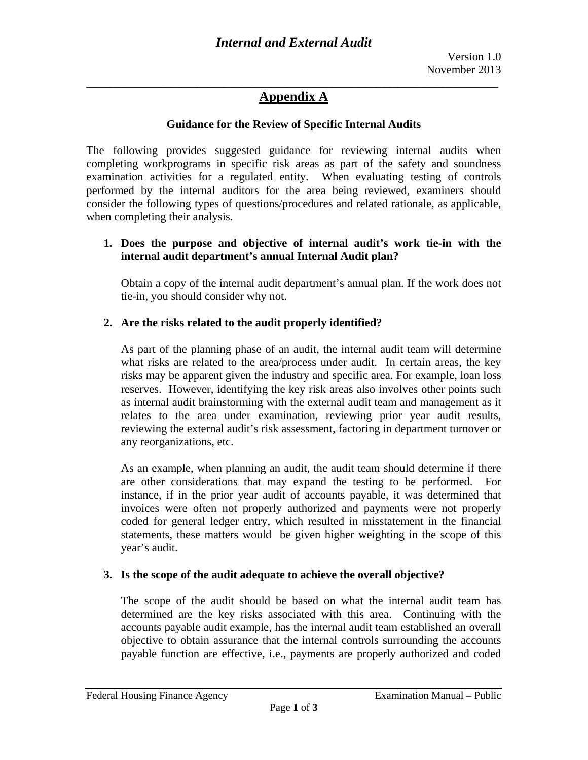## Appendix A

**Guidance for the Review of Specific Internal Audits**

The following provides suggested guidance for reviewing internal audits when completing workprograms in specific risk areas as part of the safety and soundness examination activities for a regulated entity. When evaluating testing of controls performed by the internal auditors for the area being reviewed, examiners should consider the following types of questions/procedures and related rationale, as applicable, when completing their analysis.

1. **Does the purpose and objective of internal audit's work tie-in with the internal audit department's annual Internal Audit plan?**

   Obtain a copy of the internal audit department's annual plan. If the work does not tie-in, you should consider why not.

2. **Are the risks related to the audit properly identified?**

   As part of the planning phase of an audit, the internal audit team will determine what risks are related to the area/process under audit. In certain areas, the key risks may be apparent given the industry and specific area. For example, loan loss reserves. However, identifying the key risk areas also involves other points such as internal audit brainstorming with the external audit team and management as it relates to the area under examination, reviewing prior year audit results, reviewing the external audit's risk assessment, factoring in department turnover or any reorganizations, etc.

   As an example, when planning an audit, the audit team should determine if there are other considerations that may expand the testing to be performed. For instance, if in the prior year audit of accounts payable, it was determined that invoices were often not properly authorized and payments were not properly coded for general ledger entry, which resulted in misstatement in the financial statements, these matters would be given higher weighting in the scope of this year's audit.

3. **Is the scope of the audit adequate to achieve the overall objective?**

   The scope of the audit should be based on what the internal audit team has determined are the key risks associated with this area. Continuing with the accounts payable audit example, has the internal audit team established an overall objective to obtain assurance that the internal controls surrounding the accounts payable function are effective, i.e., payments are properly authorized and coded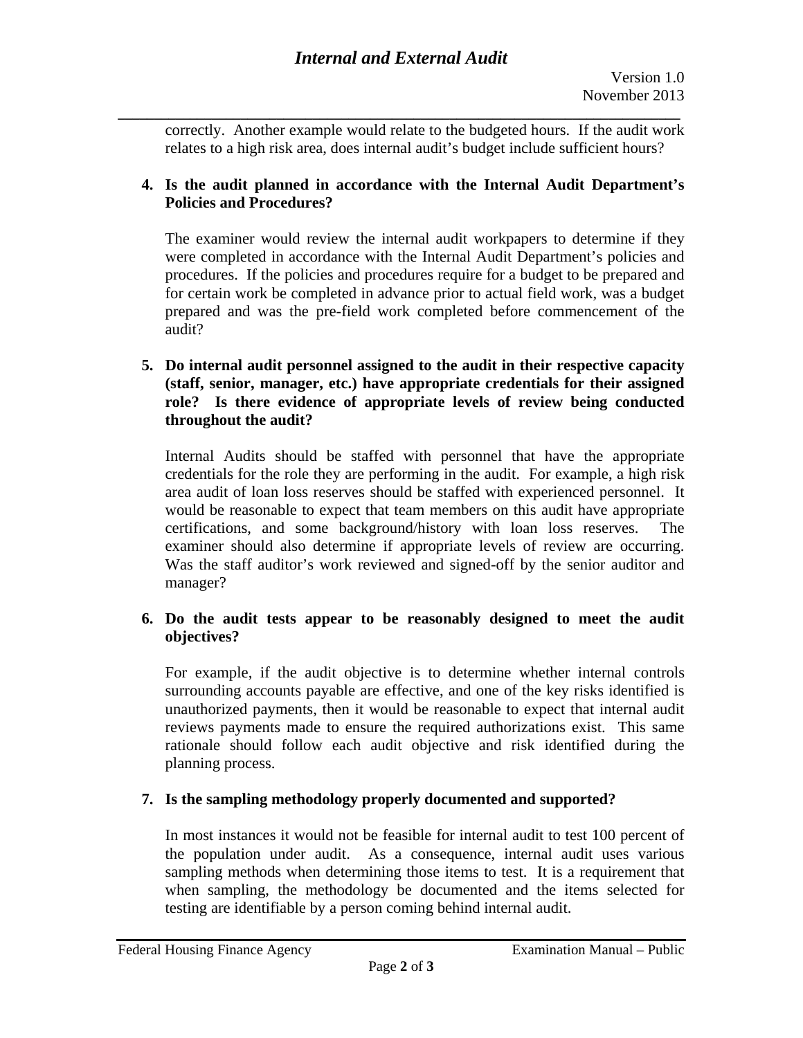correctly. Another example would relate to the budgeted hours. If the audit work relates to a high risk area, does internal audit's budget include sufficient hours?

**4. Is the audit planned in accordance with the Internal Audit Department's Policies and Procedures?**

The examiner would review the internal audit workpapers to determine if they were completed in accordance with the Internal Audit Department's policies and procedures. If the policies and procedures require for a budget to be prepared and for certain work be completed in advance prior to actual field work, was a budget prepared and was the pre-field work completed before commencement of the audit?

**5. Do internal audit personnel assigned to the audit in their respective capacity (staff, senior, manager, etc.) have appropriate credentials for their assigned role? Is there evidence of appropriate levels of review being conducted throughout the audit?**

Internal Audits should be staffed with personnel that have the appropriate credentials for the role they are performing in the audit. For example, a high risk area audit of loan loss reserves should be staffed with experienced personnel. It would be reasonable to expect that team members on this audit have appropriate certifications, and some background/history with loan loss reserves. The examiner should also determine if appropriate levels of review are occurring. Was the staff auditor's work reviewed and signed-off by the senior auditor and manager?

**6. Do the audit tests appear to be reasonably designed to meet the audit objectives?**

For example, if the audit objective is to determine whether internal controls surrounding accounts payable are effective, and one of the key risks identified is unauthorized payments, then it would be reasonable to expect that internal audit reviews payments made to ensure the required authorizations exist. This same rationale should follow each audit objective and risk identified during the planning process.

**7. Is the sampling methodology properly documented and supported?**

In most instances it would not be feasible for internal audit to test 100 percent of the population under audit. As a consequence, internal audit uses various sampling methods when determining those items to test. It is a requirement that when sampling, the methodology be documented and the items selected for testing are identifiable by a person coming behind internal audit.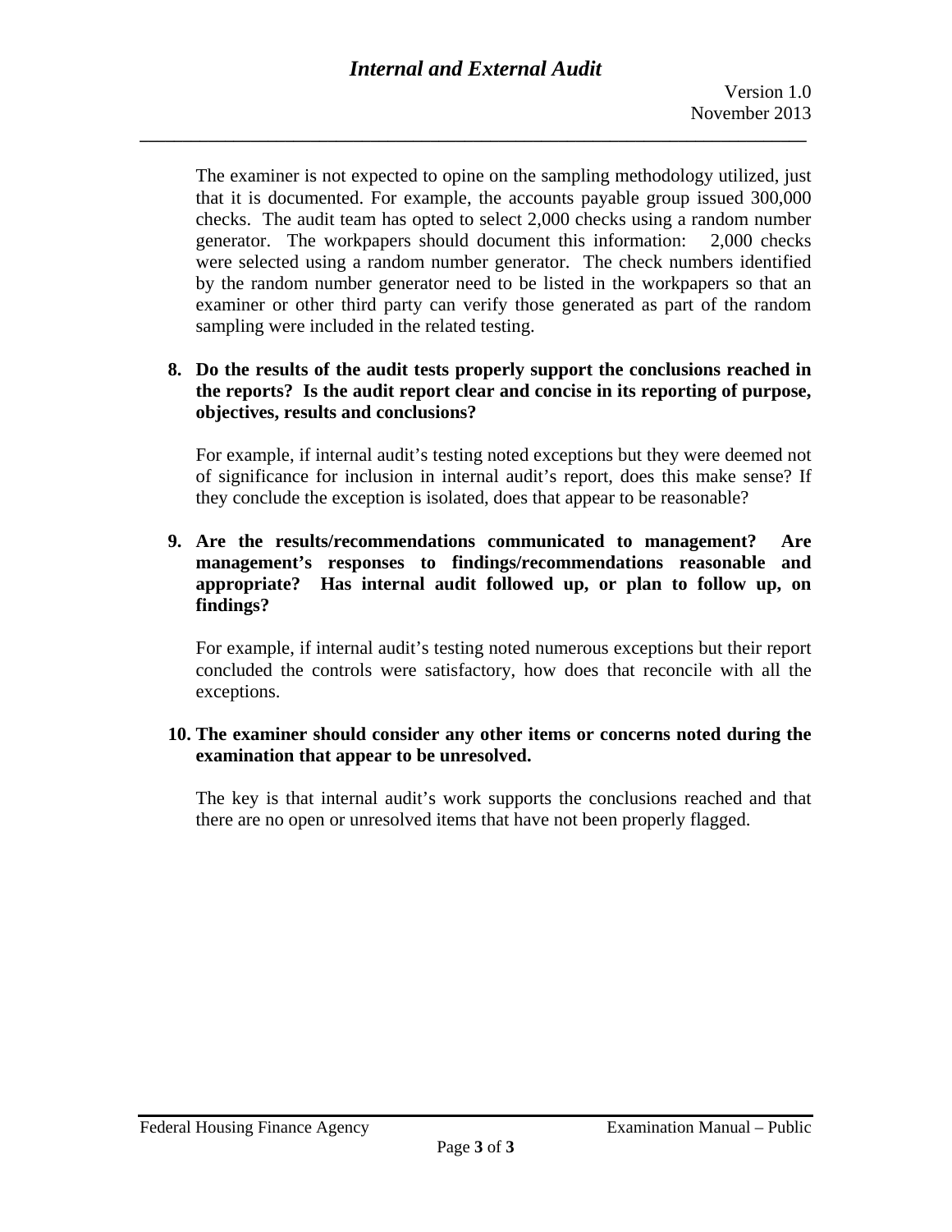The examiner is not expected to opine on the sampling methodology utilized, just that it is documented. For example, the accounts payable group issued 300,000 checks. The audit team has opted to select 2,000 checks using a random number generator. The workpapers should document this information: 2,000 checks were selected using a random number generator. The check numbers identified by the random number generator need to be listed in the workpapers so that an examiner or other third party can verify those generated as part of the random sampling were included in the related testing.

8. **Do the results of the audit tests properly support the conclusions reached in the reports? Is the audit report clear and concise in its reporting of purpose, objectives, results and conclusions?**

   For example, if internal audit's testing noted exceptions but they were deemed not of significance for inclusion in internal audit's report, does this make sense? If they conclude the exception is isolated, does that appear to be reasonable?

9. **Are the results/recommendations communicated to management? Are management's responses to findings/recommendations reasonable and appropriate? Has internal audit followed up, or plan to follow up, on findings?**

   For example, if internal audit's testing noted numerous exceptions but their report concluded the controls were satisfactory, how does that reconcile with all the exceptions.

10. **The examiner should consider any other items or concerns noted during the examination that appear to be unresolved.**

    The key is that internal audit's work supports the conclusions reached and that there are no open or unresolved items that have not been properly flagged.